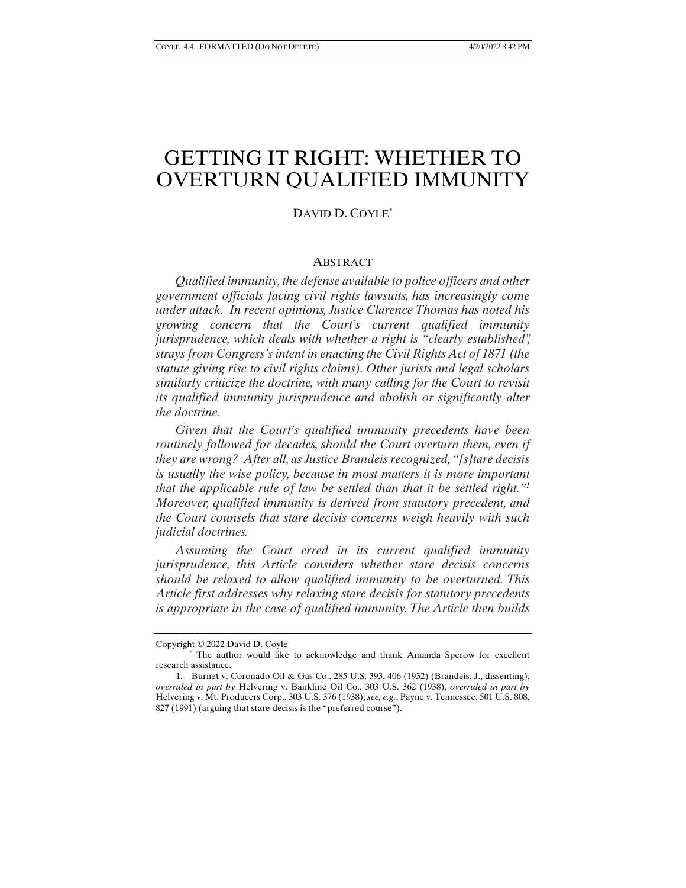# GETTING IT RIGHT: WHETHER TO OVERTURN QUALIFIED IMMUNITY

DAVID D. COYLE*

## ABSTRACT

*Qualified immunity, the defense available to police officers and other government officials facing civil rights lawsuits, has increasingly come under attack. In recent opinions, Justice Clarence Thomas has noted his growing concern that the Court's current qualified immunity jurisprudence, which deals with whether a right is "clearly established", strays from Congress's intent in enacting the Civil Rights Act of 1871 (the statute giving rise to civil rights claims). Other jurists and legal scholars similarly criticize the doctrine, with many calling for the Court to revisit its qualified immunity jurisprudence and abolish or significantly alter the doctrine.*

*Given that the Court's qualified immunity precedents have been routinely followed for decades, should the Court overturn them, even if they are wrong? After all, as Justice Brandeis recognized, "[s]tare decisis is usually the wise policy, because in most matters it is more important that the applicable rule of law be settled than that it be settled right."[1] Moreover, qualified immunity is derived from statutory precedent, and the Court counsels that stare decisis concerns weigh heavily with such judicial doctrines.*

*Assuming the Court erred in its current qualified immunity jurisprudence, this Article considers whether stare decisis concerns should be relaxed to allow qualified immunity to be overturned. This Article first addresses why relaxing stare decisis for statutory precedents is appropriate in the case of qualified immunity. The Article then builds*

---

Copyright © 2022 David D. Coyle

\* The author would like to acknowledge and thank Amanda Sperow for excellent research assistance.

1. Burnet v. Coronado Oil & Gas Co., 285 U.S. 393, 406 (1932) (Brandeis, J., dissenting), *overruled in part by* Helvering v. Bankline Oil Co., 303 U.S. 362 (1938), *overruled in part by* Helvering v. Mt. Producers Corp., 303 U.S. 376 (1938); *see, e.g.*, Payne v. Tennessee, 501 U.S. 808, 827 (1991) (arguing that stare decisis is the "preferred course").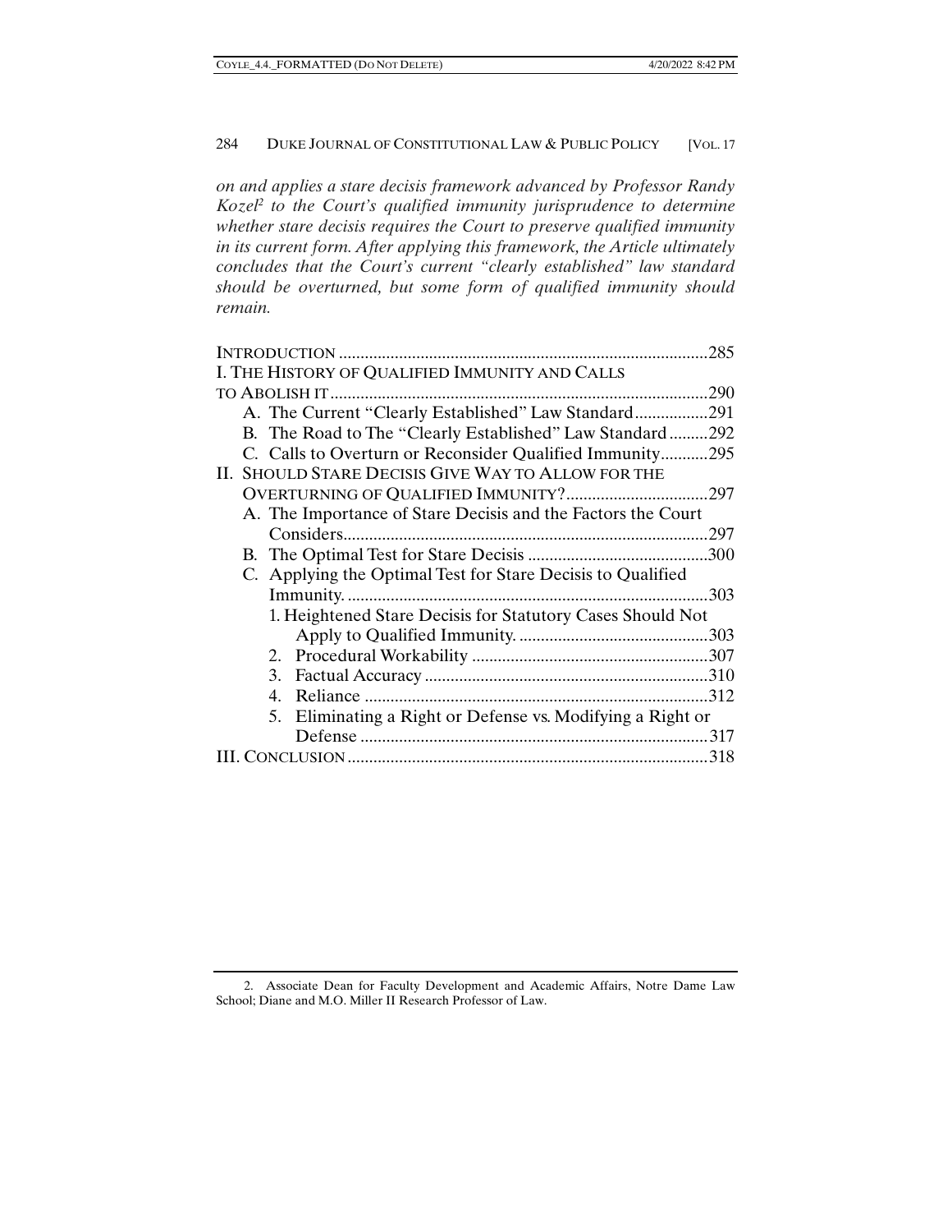*on and applies a stare decisis framework advanced by Professor Randy Kozel[2] to the Court's qualified immunity jurisprudence to determine whether stare decisis requires the Court to preserve qualified immunity in its current form. After applying this framework, the Article ultimately concludes that the Court's current "clearly established" law standard should be overturned, but some form of qualified immunity should remain.*

INTRODUCTION .......... 285

I. THE HISTORY OF QUALIFIED IMMUNITY AND CALLS TO ABOLISH IT .......... 290
- A. The Current "Clearly Established" Law Standard .......... 291
- B. The Road to The "Clearly Established" Law Standard .......... 292
- C. Calls to Overturn or Reconsider Qualified Immunity .......... 295

II. SHOULD STARE DECISIS GIVE WAY TO ALLOW FOR THE OVERTURNING OF QUALIFIED IMMUNITY? .......... 297
- A. The Importance of Stare Decisis and the Factors the Court Considers .......... 297
- B. The Optimal Test for Stare Decisis .......... 300
- C. Applying the Optimal Test for Stare Decisis to Qualified Immunity. .......... 303
  1. Heightened Stare Decisis for Statutory Cases Should Not Apply to Qualified Immunity. .......... 303
  2. Procedural Workability .......... 307
  3. Factual Accuracy .......... 310
  4. Reliance .......... 312
  5. Eliminating a Right or Defense vs. Modifying a Right or Defense .......... 317

III. CONCLUSION .......... 318

2. Associate Dean for Faculty Development and Academic Affairs, Notre Dame Law School; Diane and M.O. Miller II Research Professor of Law.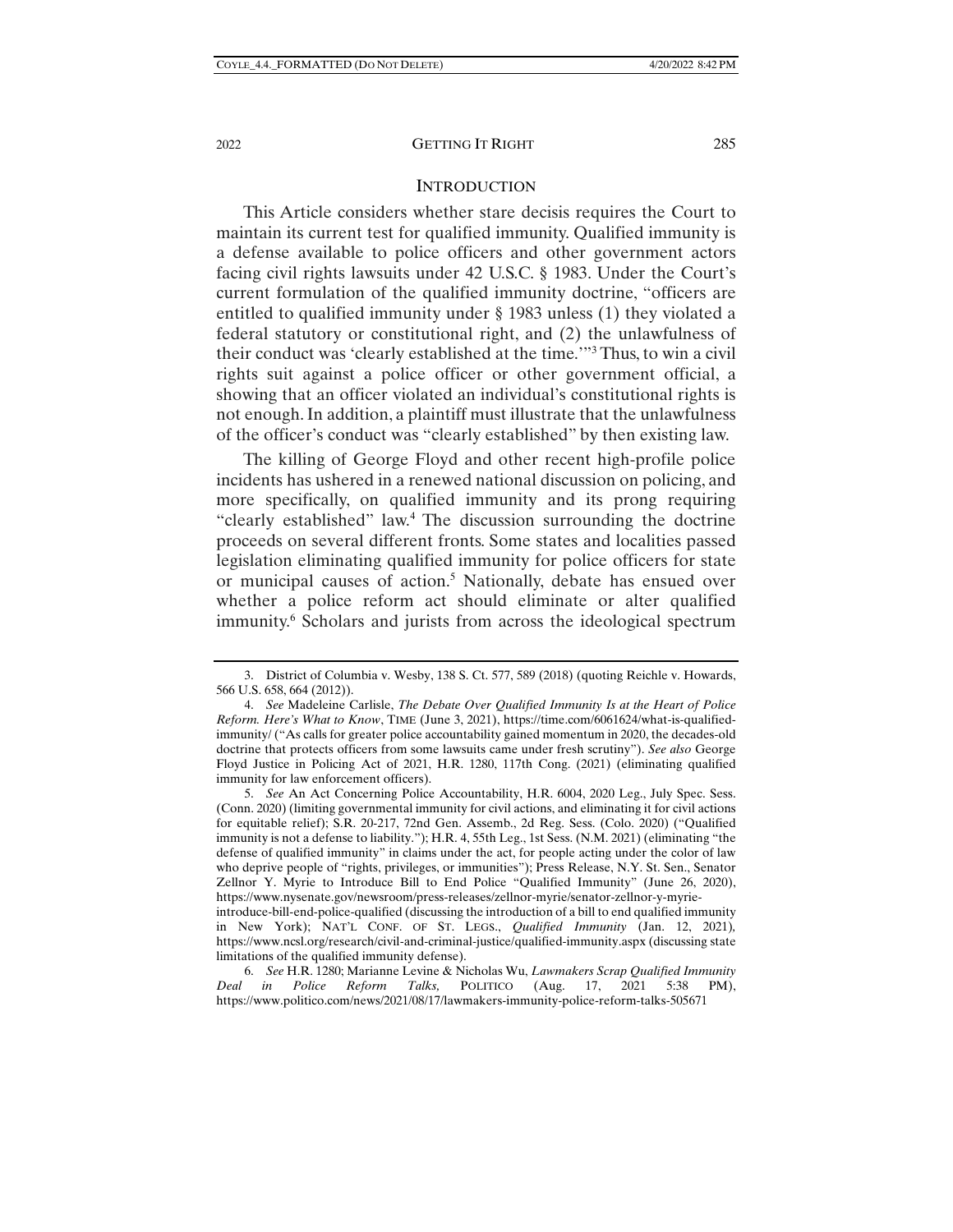## INTRODUCTION

This Article considers whether stare decisis requires the Court to maintain its current test for qualified immunity. Qualified immunity is a defense available to police officers and other government actors facing civil rights lawsuits under 42 U.S.C. § 1983. Under the Court's current formulation of the qualified immunity doctrine, "officers are entitled to qualified immunity under § 1983 unless (1) they violated a federal statutory or constitutional right, and (2) the unlawfulness of their conduct was 'clearly established at the time.'"[3] Thus, to win a civil rights suit against a police officer or other government official, a showing that an officer violated an individual's constitutional rights is not enough. In addition, a plaintiff must illustrate that the unlawfulness of the officer's conduct was "clearly established" by then existing law.

The killing of George Floyd and other recent high-profile police incidents has ushered in a renewed national discussion on policing, and more specifically, on qualified immunity and its prong requiring "clearly established" law.[4] The discussion surrounding the doctrine proceeds on several different fronts. Some states and localities passed legislation eliminating qualified immunity for police officers for state or municipal causes of action.[5] Nationally, debate has ensued over whether a police reform act should eliminate or alter qualified immunity.[6] Scholars and jurists from across the ideological spectrum

---

3. District of Columbia v. Wesby, 138 S. Ct. 577, 589 (2018) (quoting Reichle v. Howards, 566 U.S. 658, 664 (2012)).

4. *See* Madeleine Carlisle, *The Debate Over Qualified Immunity Is at the Heart of Police Reform. Here's What to Know*, TIME (June 3, 2021), https://time.com/6061624/what-is-qualified-immunity/ ("As calls for greater police accountability gained momentum in 2020, the decades-old doctrine that protects officers from some lawsuits came under fresh scrutiny"). *See also* George Floyd Justice in Policing Act of 2021, H.R. 1280, 117th Cong. (2021) (eliminating qualified immunity for law enforcement officers).

5. *See* An Act Concerning Police Accountability, H.R. 6004, 2020 Leg., July Spec. Sess. (Conn. 2020) (limiting governmental immunity for civil actions, and eliminating it for civil actions for equitable relief); S.R. 20-217, 72nd Gen. Assemb., 2d Reg. Sess. (Colo. 2020) ("Qualified immunity is not a defense to liability."); H.R. 4, 55th Leg., 1st Sess. (N.M. 2021) (eliminating "the defense of qualified immunity" in claims under the act, for people acting under the color of law who deprive people of "rights, privileges, or immunities"); Press Release, N.Y. St. Sen., Senator Zellnor Y. Myrie to Introduce Bill to End Police "Qualified Immunity" (June 26, 2020), https://www.nysenate.gov/newsroom/press-releases/zellnor-myrie/senator-zellnor-y-myrie-introduce-bill-end-police-qualified (discussing the introduction of a bill to end qualified immunity in New York); NAT'L CONF. OF ST. LEGS., *Qualified Immunity* (Jan. 12, 2021), https://www.ncsl.org/research/civil-and-criminal-justice/qualified-immunity.aspx (discussing state limitations of the qualified immunity defense).

6. *See* H.R. 1280; Marianne Levine & Nicholas Wu, *Lawmakers Scrap Qualified Immunity Deal in Police Reform Talks,* POLITICO (Aug. 17, 2021 5:38 PM), https://www.politico.com/news/2021/08/17/lawmakers-immunity-police-reform-talks-505671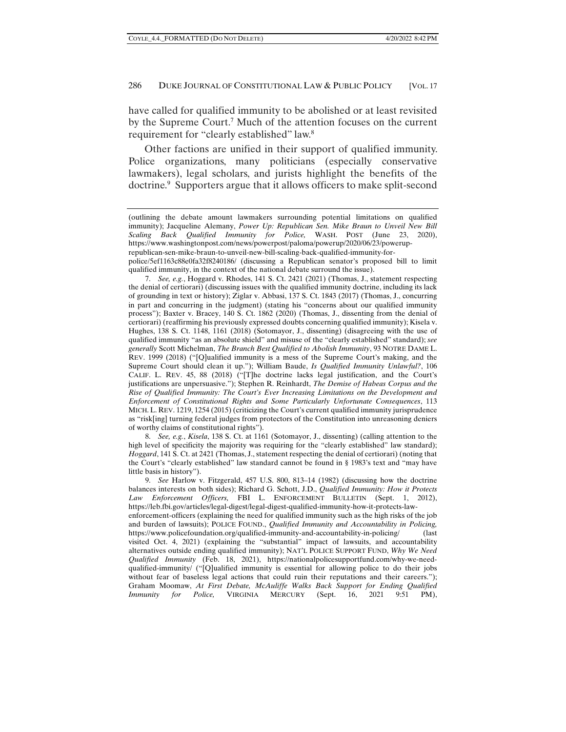have called for qualified immunity to be abolished or at least revisited by the Supreme Court.[7] Much of the attention focuses on the current requirement for "clearly established" law.[8]

Other factions are unified in their support of qualified immunity. Police organizations, many politicians (especially conservative lawmakers), legal scholars, and jurists highlight the benefits of the doctrine.[9] Supporters argue that it allows officers to make split-second

---

(outlining the debate amount lawmakers surrounding potential limitations on qualified immunity); Jacqueline Alemany, *Power Up: Republican Sen. Mike Braun to Unveil New Bill Scaling Back Qualified Immunity for Police,* WASH. POST (June 23, 2020), https://www.washingtonpost.com/news/powerpost/paloma/powerup/2020/06/23/powerup-republican-sen-mike-braun-to-unveil-new-bill-scaling-back-qualified-immunity-for-police/5ef1163c88e0fa32f8240186/ (discussing a Republican senator's proposed bill to limit qualified immunity, in the context of the national debate surround the issue).

7. *See, e.g.*, Hoggard v. Rhodes, 141 S. Ct. 2421 (2021) (Thomas, J., statement respecting the denial of certiorari) (discussing issues with the qualified immunity doctrine, including its lack of grounding in text or history); Ziglar v. Abbasi, 137 S. Ct. 1843 (2017) (Thomas, J., concurring in part and concurring in the judgment) (stating his "concerns about our qualified immunity process"); Baxter v. Bracey, 140 S. Ct. 1862 (2020) (Thomas, J., dissenting from the denial of certiorari) (reaffirming his previously expressed doubts concerning qualified immunity); Kisela v. Hughes, 138 S. Ct. 1148, 1161 (2018) (Sotomayor, J., dissenting) (disagreeing with the use of qualified immunity "as an absolute shield" and misuse of the "clearly established" standard); *see generally* Scott Michelman, *The Branch Best Qualified to Abolish Immunity*, 93 NOTRE DAME L. REV. 1999 (2018) ("[Q]ualified immunity is a mess of the Supreme Court's making, and the Supreme Court should clean it up."); William Baude, *Is Qualified Immunity Unlawful?*, 106 CALIF. L. REV. 45, 88 (2018) ("[T]he doctrine lacks legal justification, and the Court's justifications are unpersuasive."); Stephen R. Reinhardt, *The Demise of Habeas Corpus and the Rise of Qualified Immunity: The Court's Ever Increasing Limitations on the Development and Enforcement of Constitutional Rights and Some Particularly Unfortunate Consequences*, 113 MICH. L. REV. 1219, 1254 (2015) (criticizing the Court's current qualified immunity jurisprudence as "risk[ing] turning federal judges from protectors of the Constitution into unreasoning deniers of worthy claims of constitutional rights").

8. *See, e.g.*, *Kisela*, 138 S. Ct. at 1161 (Sotomayor, J., dissenting) (calling attention to the high level of specificity the majority was requiring for the "clearly established" law standard); *Hoggard*, 141 S. Ct. at 2421 (Thomas, J., statement respecting the denial of certiorari) (noting that the Court's "clearly established" law standard cannot be found in § 1983's text and "may have little basis in history").

9. *See* Harlow v. Fitzgerald, 457 U.S. 800, 813–14 (1982) (discussing how the doctrine balances interests on both sides); Richard G. Schott, J.D., *Qualified Immunity: How it Protects Law Enforcement Officers,* FBI L. ENFORCEMENT BULLETIN (Sept. 1, 2012), https://leb.fbi.gov/articles/legal-digest/legal-digest-qualified-immunity-how-it-protects-law-enforcement-officers (explaining the need for qualified immunity such as the high risks of the job and burden of lawsuits); POLICE FOUND., *Qualified Immunity and Accountability in Policing,* https://www.policefoundation.org/qualified-immunity-and-accountability-in-policing/ (last visited Oct. 4, 2021) (explaining the "substantial" impact of lawsuits, and accountability alternatives outside ending qualified immunity); NAT'L POLICE SUPPORT FUND, *Why We Need Qualified Immunity* (Feb. 18, 2021), https://nationalpolicesupportfund.com/why-we-need-qualified-immunity/ ("[Q]ualified immunity is essential for allowing police to do their jobs without fear of baseless legal actions that could ruin their reputations and their careers."); Graham Moomaw, *At First Debate, McAuliffe Walks Back Support for Ending Qualified Immunity for Police,* VIRGINIA MERCURY (Sept. 16, 2021 9:51 PM),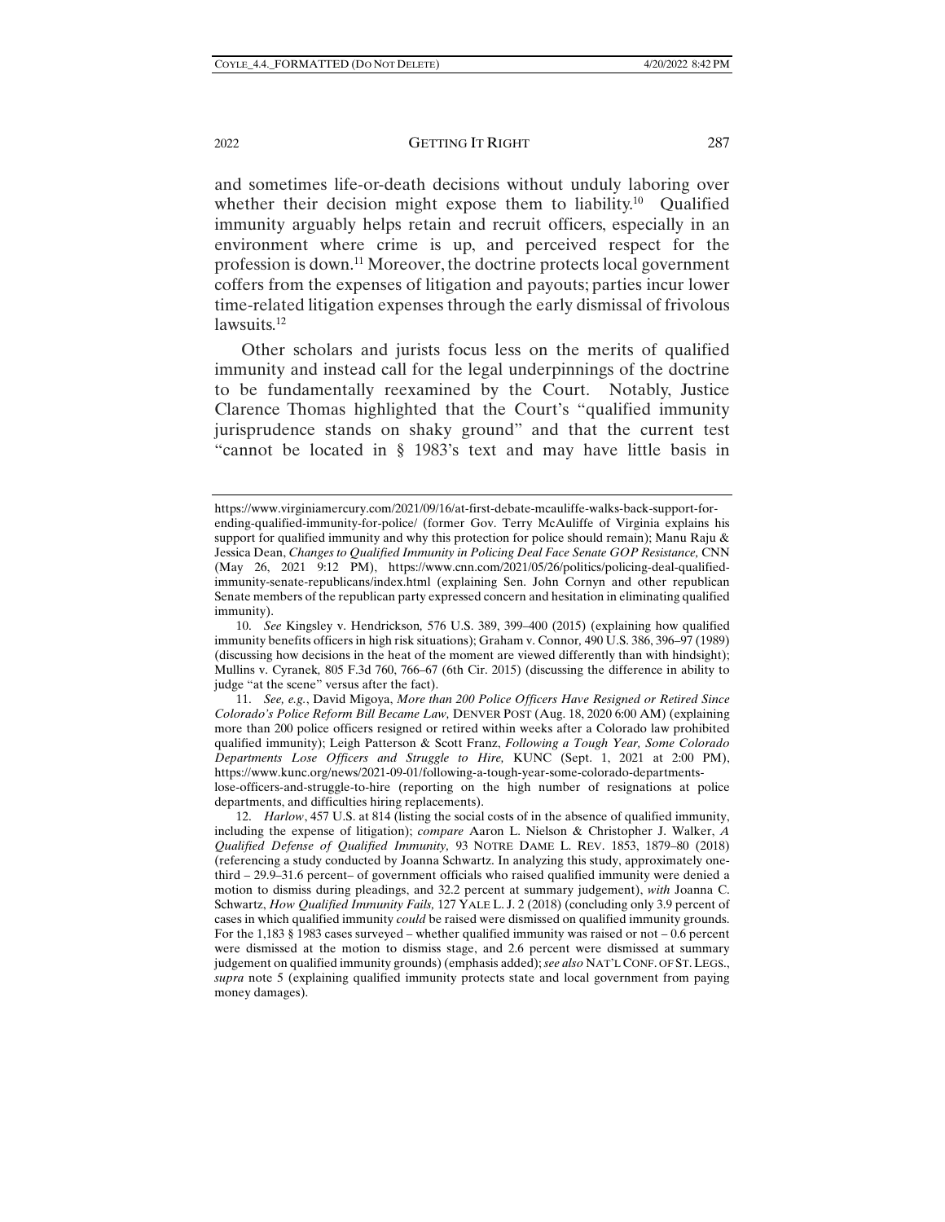and sometimes life-or-death decisions without unduly laboring over whether their decision might expose them to liability.[10] Qualified immunity arguably helps retain and recruit officers, especially in an environment where crime is up, and perceived respect for the profession is down.[11] Moreover, the doctrine protects local government coffers from the expenses of litigation and payouts; parties incur lower time-related litigation expenses through the early dismissal of frivolous lawsuits.[12]

Other scholars and jurists focus less on the merits of qualified immunity and instead call for the legal underpinnings of the doctrine to be fundamentally reexamined by the Court. Notably, Justice Clarence Thomas highlighted that the Court's "qualified immunity jurisprudence stands on shaky ground" and that the current test "cannot be located in § 1983's text and may have little basis in

---

https://www.virginiamercury.com/2021/09/16/at-first-debate-mcauliffe-walks-back-support-for-ending-qualified-immunity-for-police/ (former Gov. Terry McAuliffe of Virginia explains his support for qualified immunity and why this protection for police should remain); Manu Raju & Jessica Dean, *Changes to Qualified Immunity in Policing Deal Face Senate GOP Resistance,* CNN (May 26, 2021 9:12 PM), https://www.cnn.com/2021/05/26/politics/policing-deal-qualified-immunity-senate-republicans/index.html (explaining Sen. John Cornyn and other republican Senate members of the republican party expressed concern and hesitation in eliminating qualified immunity).

10. *See* Kingsley v. Hendrickson*,* 576 U.S. 389, 399–400 (2015) (explaining how qualified immunity benefits officers in high risk situations); Graham v. Connor, 490 U.S. 386, 396–97 (1989) (discussing how decisions in the heat of the moment are viewed differently than with hindsight); Mullins v. Cyranek*,* 805 F.3d 760, 766–67 (6th Cir. 2015) (discussing the difference in ability to judge "at the scene" versus after the fact).

11. *See, e.g.*, David Migoya, *More than 200 Police Officers Have Resigned or Retired Since Colorado's Police Reform Bill Became Law,* DENVER POST (Aug. 18, 2020 6:00 AM) (explaining more than 200 police officers resigned or retired within weeks after a Colorado law prohibited qualified immunity); Leigh Patterson & Scott Franz, *Following a Tough Year, Some Colorado Departments Lose Officers and Struggle to Hire,* KUNC (Sept. 1, 2021 at 2:00 PM), https://www.kunc.org/news/2021-09-01/following-a-tough-year-some-colorado-departments-lose-officers-and-struggle-to-hire (reporting on the high number of resignations at police departments, and difficulties hiring replacements).

12. *Harlow*, 457 U.S. at 814 (listing the social costs of in the absence of qualified immunity, including the expense of litigation); *compare* Aaron L. Nielson & Christopher J. Walker, *A Qualified Defense of Qualified Immunity,* 93 NOTRE DAME L. REV. 1853, 1879–80 (2018) (referencing a study conducted by Joanna Schwartz. In analyzing this study, approximately one-third – 29.9–31.6 percent– of government officials who raised qualified immunity were denied a motion to dismiss during pleadings, and 32.2 percent at summary judgement), *with* Joanna C. Schwartz, *How Qualified Immunity Fails,* 127 YALE L. J. 2 (2018) (concluding only 3.9 percent of cases in which qualified immunity *could* be raised were dismissed on qualified immunity grounds. For the 1,183 § 1983 cases surveyed – whether qualified immunity was raised or not – 0.6 percent were dismissed at the motion to dismiss stage, and 2.6 percent were dismissed at summary judgement on qualified immunity grounds) (emphasis added); *see also* NAT'L CONF. OF ST. LEGS., *supra* note 5 (explaining qualified immunity protects state and local government from paying money damages).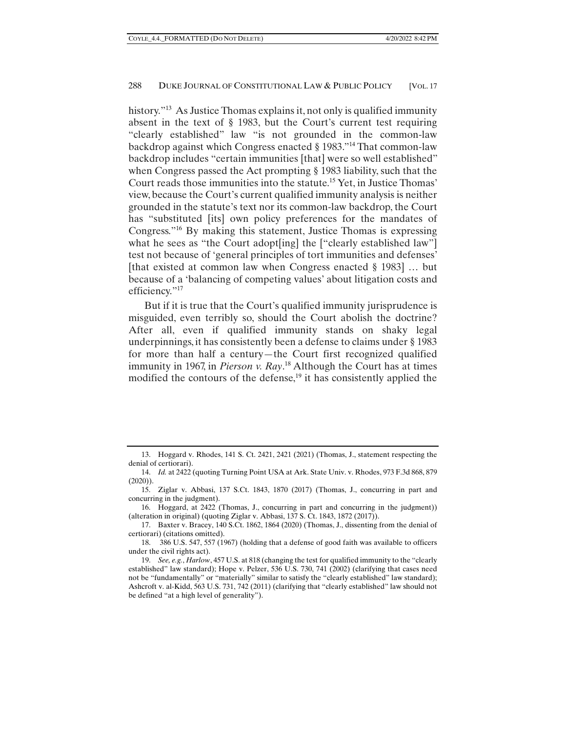history."[13] As Justice Thomas explains it, not only is qualified immunity absent in the text of § 1983, but the Court's current test requiring "clearly established" law "is not grounded in the common-law backdrop against which Congress enacted § 1983."[14] That common-law backdrop includes "certain immunities [that] were so well established" when Congress passed the Act prompting § 1983 liability, such that the Court reads those immunities into the statute.[15] Yet, in Justice Thomas' view, because the Court's current qualified immunity analysis is neither grounded in the statute's text nor its common-law backdrop, the Court has "substituted [its] own policy preferences for the mandates of Congress."[16] By making this statement, Justice Thomas is expressing what he sees as "the Court adopt[ing] the ["clearly established law"] test not because of 'general principles of tort immunities and defenses' [that existed at common law when Congress enacted § 1983] … but because of a 'balancing of competing values' about litigation costs and efficiency."[17]

But if it is true that the Court's qualified immunity jurisprudence is misguided, even terribly so, should the Court abolish the doctrine? After all, even if qualified immunity stands on shaky legal underpinnings, it has consistently been a defense to claims under § 1983 for more than half a century—the Court first recognized qualified immunity in 1967, in *Pierson v. Ray*.[18] Although the Court has at times modified the contours of the defense,[19] it has consistently applied the

---

13. Hoggard v. Rhodes, 141 S. Ct. 2421, 2421 (2021) (Thomas, J., statement respecting the denial of certiorari).

14. *Id.* at 2422 (quoting Turning Point USA at Ark. State Univ. v. Rhodes, 973 F.3d 868, 879 (2020)).

15. Ziglar v. Abbasi, 137 S.Ct. 1843, 1870 (2017) (Thomas, J., concurring in part and concurring in the judgment).

16. Hoggard, at 2422 (Thomas, J., concurring in part and concurring in the judgment)) (alteration in original) (quoting Ziglar v. Abbasi, 137 S. Ct. 1843, 1872 (2017)).

17. Baxter v. Bracey, 140 S.Ct. 1862, 1864 (2020) (Thomas, J., dissenting from the denial of certiorari) (citations omitted).

18. 386 U.S. 547, 557 (1967) (holding that a defense of good faith was available to officers under the civil rights act).

19. *See, e.g.*, *Harlow*, 457 U.S. at 818 (changing the test for qualified immunity to the "clearly established" law standard); Hope v. Pelzer, 536 U.S. 730, 741 (2002) (clarifying that cases need not be "fundamentally" or "materially" similar to satisfy the "clearly established" law standard); Ashcroft v. al-Kidd, 563 U.S. 731, 742 (2011) (clarifying that "clearly established" law should not be defined "at a high level of generality").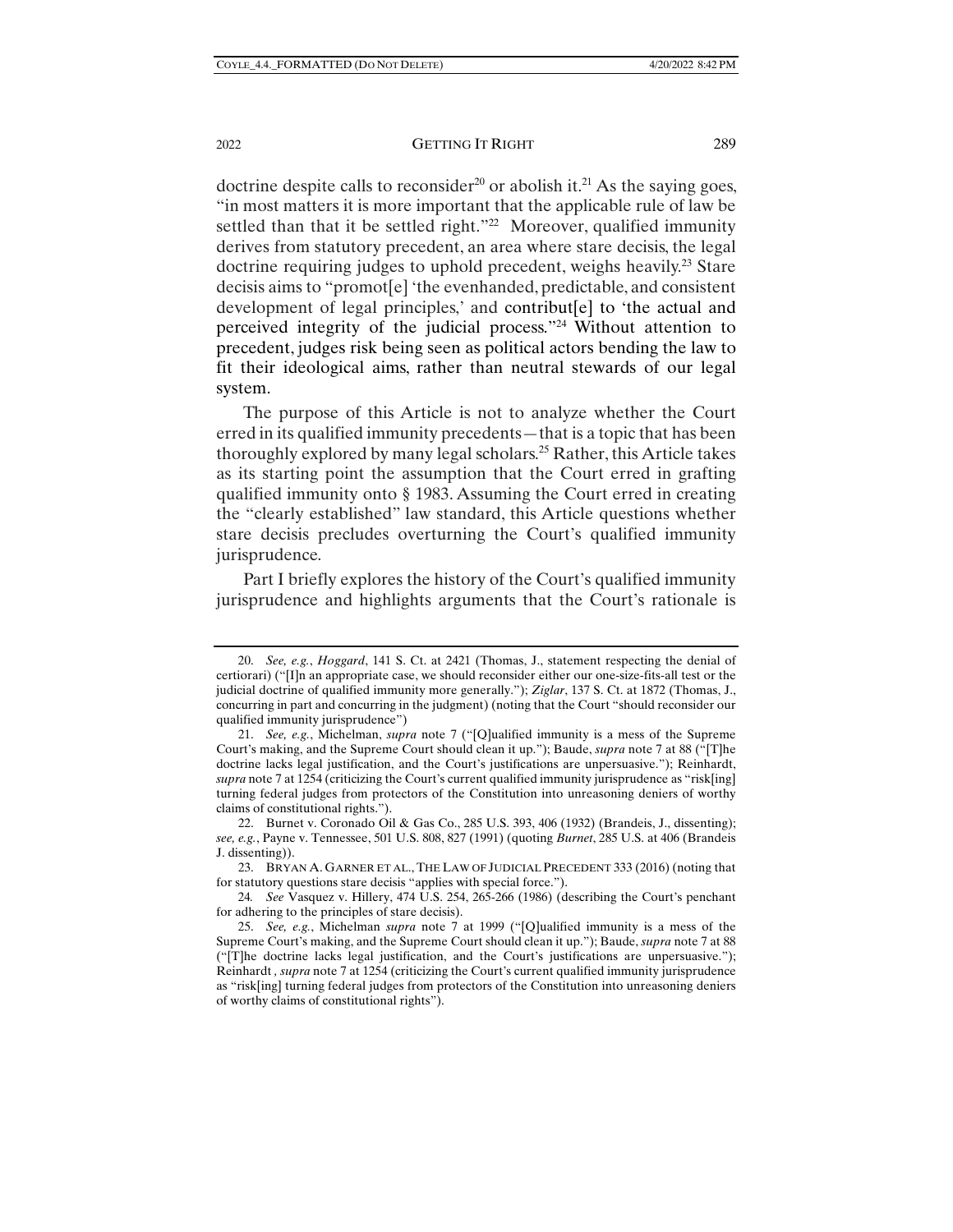doctrine despite calls to reconsider[20] or abolish it.[21] As the saying goes, "in most matters it is more important that the applicable rule of law be settled than that it be settled right."[22] Moreover, qualified immunity derives from statutory precedent, an area where stare decisis, the legal doctrine requiring judges to uphold precedent, weighs heavily.[23] Stare decisis aims to "promot[e] 'the evenhanded, predictable, and consistent development of legal principles,' and contribut[e] to 'the actual and perceived integrity of the judicial process.'"[24] Without attention to precedent, judges risk being seen as political actors bending the law to fit their ideological aims, rather than neutral stewards of our legal system.

The purpose of this Article is not to analyze whether the Court erred in its qualified immunity precedents—that is a topic that has been thoroughly explored by many legal scholars.[25] Rather, this Article takes as its starting point the assumption that the Court erred in grafting qualified immunity onto § 1983. Assuming the Court erred in creating the "clearly established" law standard, this Article questions whether stare decisis precludes overturning the Court's qualified immunity jurisprudence.

Part I briefly explores the history of the Court's qualified immunity jurisprudence and highlights arguments that the Court's rationale is

---

20. *See, e.g.*, *Hoggard*, 141 S. Ct. at 2421 (Thomas, J., statement respecting the denial of certiorari) ("[I]n an appropriate case, we should reconsider either our one-size-fits-all test or the judicial doctrine of qualified immunity more generally."); *Ziglar*, 137 S. Ct. at 1872 (Thomas, J., concurring in part and concurring in the judgment) (noting that the Court "should reconsider our qualified immunity jurisprudence")

21. *See, e.g.*, Michelman, *supra* note 7 ("[Q]ualified immunity is a mess of the Supreme Court's making, and the Supreme Court should clean it up."); Baude, *supra* note 7 at 88 ("[T]he doctrine lacks legal justification, and the Court's justifications are unpersuasive."); Reinhardt, *supra* note 7 at 1254 (criticizing the Court's current qualified immunity jurisprudence as "risk[ing] turning federal judges from protectors of the Constitution into unreasoning deniers of worthy claims of constitutional rights.").

22. Burnet v. Coronado Oil & Gas Co., 285 U.S. 393, 406 (1932) (Brandeis, J., dissenting); *see, e.g.*, Payne v. Tennessee, 501 U.S. 808, 827 (1991) (quoting *Burnet*, 285 U.S. at 406 (Brandeis J. dissenting)).

23. BRYAN A. GARNER ET AL., THE LAW OF JUDICIAL PRECEDENT 333 (2016) (noting that for statutory questions stare decisis "applies with special force.").

24. *See* Vasquez v. Hillery, 474 U.S. 254, 265-266 (1986) (describing the Court's penchant for adhering to the principles of stare decisis).

25. *See, e.g.*, Michelman *supra* note 7 at 1999 ("[Q]ualified immunity is a mess of the Supreme Court's making, and the Supreme Court should clean it up."); Baude, *supra* note 7 at 88 ("[T]he doctrine lacks legal justification, and the Court's justifications are unpersuasive."); Reinhardt , *supra* note 7 at 1254 (criticizing the Court's current qualified immunity jurisprudence as "risk[ing] turning federal judges from protectors of the Constitution into unreasoning deniers of worthy claims of constitutional rights").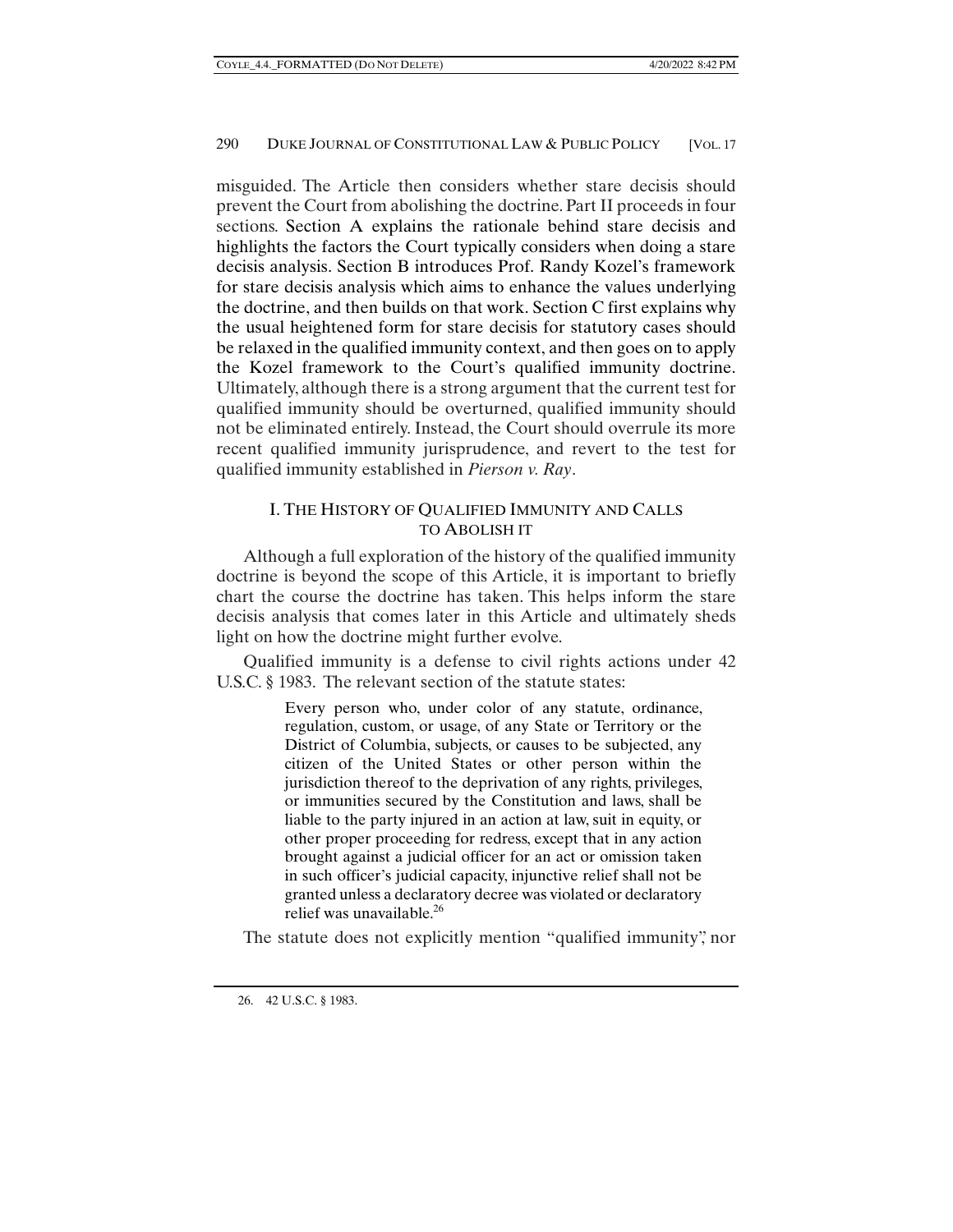misguided. The Article then considers whether stare decisis should prevent the Court from abolishing the doctrine. Part II proceeds in four sections. Section A explains the rationale behind stare decisis and highlights the factors the Court typically considers when doing a stare decisis analysis. Section B introduces Prof. Randy Kozel's framework for stare decisis analysis which aims to enhance the values underlying the doctrine, and then builds on that work. Section C first explains why the usual heightened form for stare decisis for statutory cases should be relaxed in the qualified immunity context, and then goes on to apply the Kozel framework to the Court's qualified immunity doctrine. Ultimately, although there is a strong argument that the current test for qualified immunity should be overturned, qualified immunity should not be eliminated entirely. Instead, the Court should overrule its more recent qualified immunity jurisprudence, and revert to the test for qualified immunity established in *Pierson v. Ray*.

## I. THE HISTORY OF QUALIFIED IMMUNITY AND CALLS TO ABOLISH IT

Although a full exploration of the history of the qualified immunity doctrine is beyond the scope of this Article, it is important to briefly chart the course the doctrine has taken. This helps inform the stare decisis analysis that comes later in this Article and ultimately sheds light on how the doctrine might further evolve.

Qualified immunity is a defense to civil rights actions under 42 U.S.C. § 1983. The relevant section of the statute states:

> Every person who, under color of any statute, ordinance, regulation, custom, or usage, of any State or Territory or the District of Columbia, subjects, or causes to be subjected, any citizen of the United States or other person within the jurisdiction thereof to the deprivation of any rights, privileges, or immunities secured by the Constitution and laws, shall be liable to the party injured in an action at law, suit in equity, or other proper proceeding for redress, except that in any action brought against a judicial officer for an act or omission taken in such officer's judicial capacity, injunctive relief shall not be granted unless a declaratory decree was violated or declaratory relief was unavailable.[26]

The statute does not explicitly mention "qualified immunity", nor

26. 42 U.S.C. § 1983.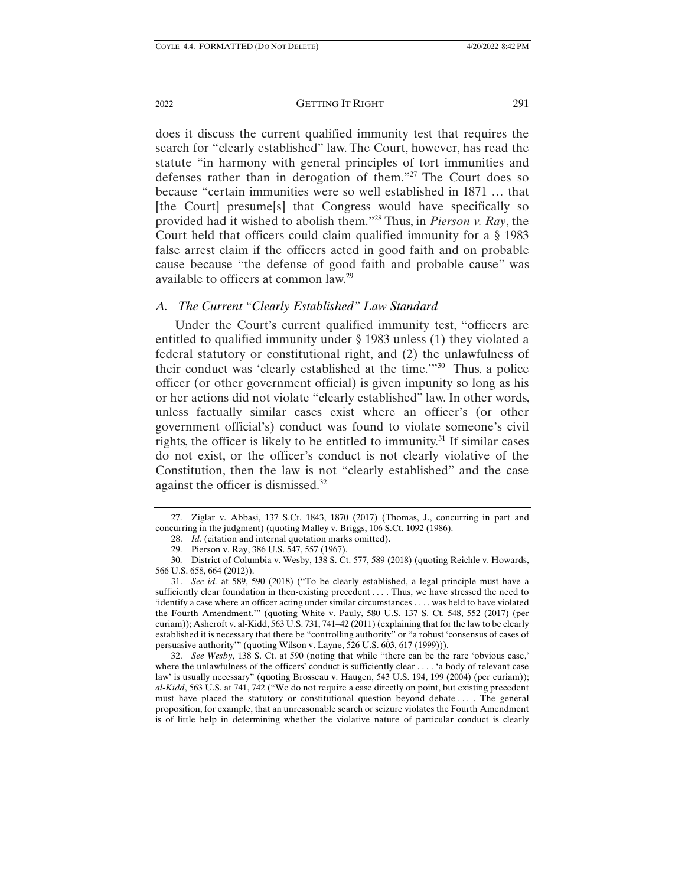does it discuss the current qualified immunity test that requires the search for "clearly established" law. The Court, however, has read the statute "in harmony with general principles of tort immunities and defenses rather than in derogation of them."[27] The Court does so because "certain immunities were so well established in 1871 … that [the Court] presume[s] that Congress would have specifically so provided had it wished to abolish them."[28] Thus, in *Pierson v. Ray*, the Court held that officers could claim qualified immunity for a § 1983 false arrest claim if the officers acted in good faith and on probable cause because "the defense of good faith and probable cause" was available to officers at common law.[29]

### *A. The Current "Clearly Established" Law Standard*

Under the Court's current qualified immunity test, "officers are entitled to qualified immunity under § 1983 unless (1) they violated a federal statutory or constitutional right, and (2) the unlawfulness of their conduct was 'clearly established at the time.'"[30] Thus, a police officer (or other government official) is given impunity so long as his or her actions did not violate "clearly established" law. In other words, unless factually similar cases exist where an officer's (or other government official's) conduct was found to violate someone's civil rights, the officer is likely to be entitled to immunity.[31] If similar cases do not exist, or the officer's conduct is not clearly violative of the Constitution, then the law is not "clearly established" and the case against the officer is dismissed.[32]

---

27. Ziglar v. Abbasi, 137 S.Ct. 1843, 1870 (2017) (Thomas, J., concurring in part and concurring in the judgment) (quoting Malley v. Briggs, 106 S.Ct. 1092 (1986).

28. *Id.* (citation and internal quotation marks omitted).

29. Pierson v. Ray, 386 U.S. 547, 557 (1967).

30. District of Columbia v. Wesby, 138 S. Ct. 577, 589 (2018) (quoting Reichle v. Howards, 566 U.S. 658, 664 (2012)).

31. *See id.* at 589, 590 (2018) ("To be clearly established, a legal principle must have a sufficiently clear foundation in then-existing precedent . . . . Thus, we have stressed the need to 'identify a case where an officer acting under similar circumstances . . . . was held to have violated the Fourth Amendment.'" (quoting White v. Pauly, 580 U.S. 137 S. Ct. 548, 552 (2017) (per curiam)); Ashcroft v. al-Kidd, 563 U.S. 731, 741–42 (2011) (explaining that for the law to be clearly established it is necessary that there be "controlling authority" or "a robust 'consensus of cases of persuasive authority'" (quoting Wilson v. Layne, 526 U.S. 603, 617 (1999))).

32. *See Wesby*, 138 S. Ct. at 590 (noting that while "there can be the rare 'obvious case,' where the unlawfulness of the officers' conduct is sufficiently clear . . . . 'a body of relevant case law' is usually necessary" (quoting Brosseau v. Haugen, 543 U.S. 194, 199 (2004) (per curiam)); *al-Kidd*, 563 U.S. at 741, 742 ("We do not require a case directly on point, but existing precedent must have placed the statutory or constitutional question beyond debate . . . . The general proposition, for example, that an unreasonable search or seizure violates the Fourth Amendment is of little help in determining whether the violative nature of particular conduct is clearly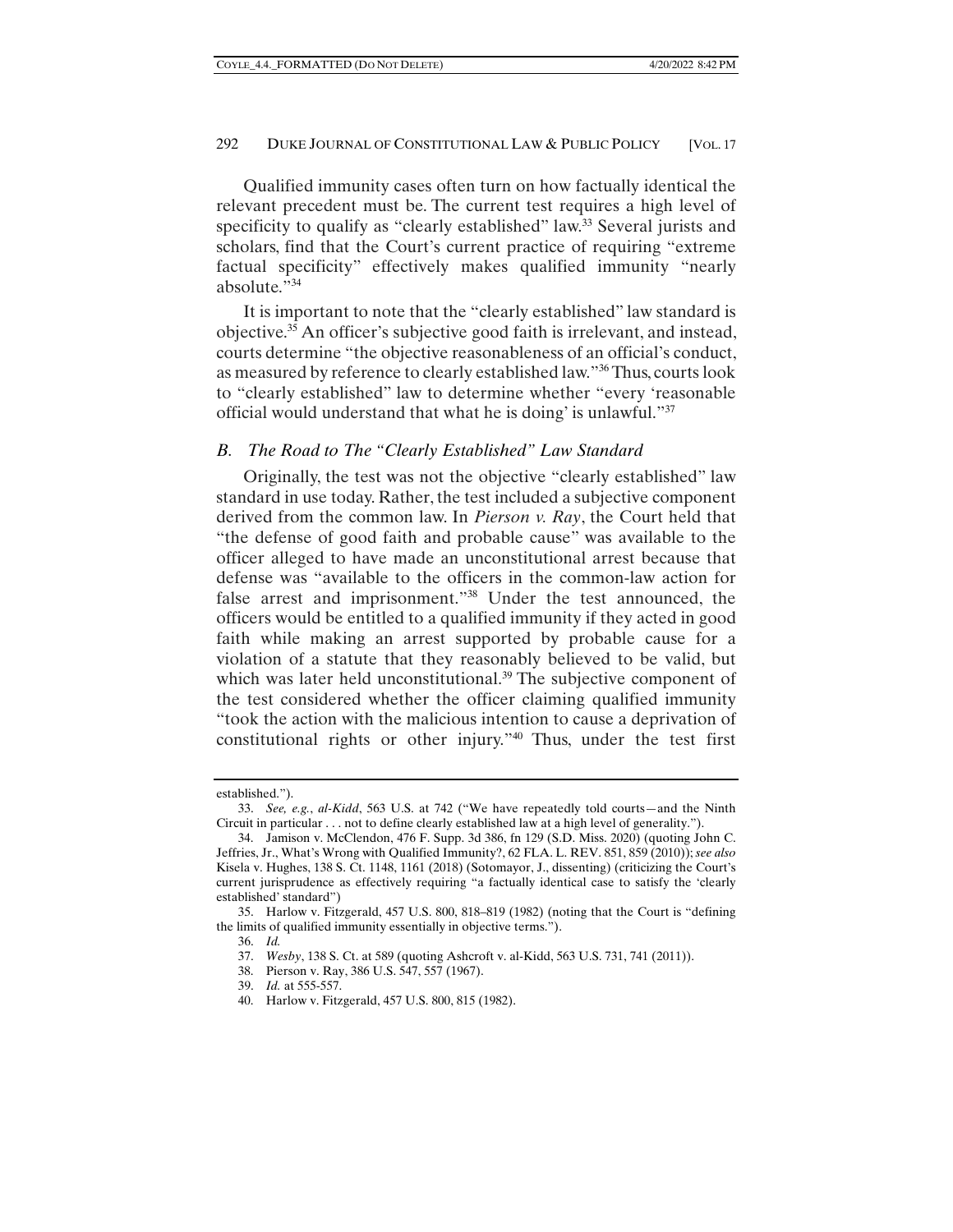Qualified immunity cases often turn on how factually identical the relevant precedent must be. The current test requires a high level of specificity to qualify as "clearly established" law.[33] Several jurists and scholars, find that the Court's current practice of requiring "extreme factual specificity" effectively makes qualified immunity "nearly absolute."[34]

It is important to note that the "clearly established" law standard is objective.[35] An officer's subjective good faith is irrelevant, and instead, courts determine "the objective reasonableness of an official's conduct, as measured by reference to clearly established law."[36] Thus, courts look to "clearly established" law to determine whether "every 'reasonable official would understand that what he is doing' is unlawful."[37]

### *B. The Road to The "Clearly Established" Law Standard*

Originally, the test was not the objective "clearly established" law standard in use today. Rather, the test included a subjective component derived from the common law. In *Pierson v. Ray*, the Court held that "the defense of good faith and probable cause" was available to the officer alleged to have made an unconstitutional arrest because that defense was "available to the officers in the common-law action for false arrest and imprisonment."[38] Under the test announced, the officers would be entitled to a qualified immunity if they acted in good faith while making an arrest supported by probable cause for a violation of a statute that they reasonably believed to be valid, but which was later held unconstitutional.[39] The subjective component of the test considered whether the officer claiming qualified immunity "took the action with the malicious intention to cause a deprivation of constitutional rights or other injury."[40] Thus, under the test first

---

established.").

33. *See, e.g.*, *al-Kidd*, 563 U.S. at 742 ("We have repeatedly told courts—and the Ninth Circuit in particular . . . not to define clearly established law at a high level of generality.").

34. Jamison v. McClendon, 476 F. Supp. 3d 386, fn 129 (S.D. Miss. 2020) (quoting John C. Jeffries, Jr., What's Wrong with Qualified Immunity?, 62 FLA. L. REV. 851, 859 (2010)); *see also* Kisela v. Hughes, 138 S. Ct. 1148, 1161 (2018) (Sotomayor, J., dissenting) (criticizing the Court's current jurisprudence as effectively requiring "a factually identical case to satisfy the 'clearly established' standard")

35. Harlow v. Fitzgerald, 457 U.S. 800, 818–819 (1982) (noting that the Court is "defining the limits of qualified immunity essentially in objective terms.").

36. *Id.*

37. *Wesby*, 138 S. Ct. at 589 (quoting Ashcroft v. al-Kidd, 563 U.S. 731, 741 (2011)).

38. Pierson v. Ray, 386 U.S. 547, 557 (1967).

39. *Id.* at 555-557.

40. Harlow v. Fitzgerald, 457 U.S. 800, 815 (1982).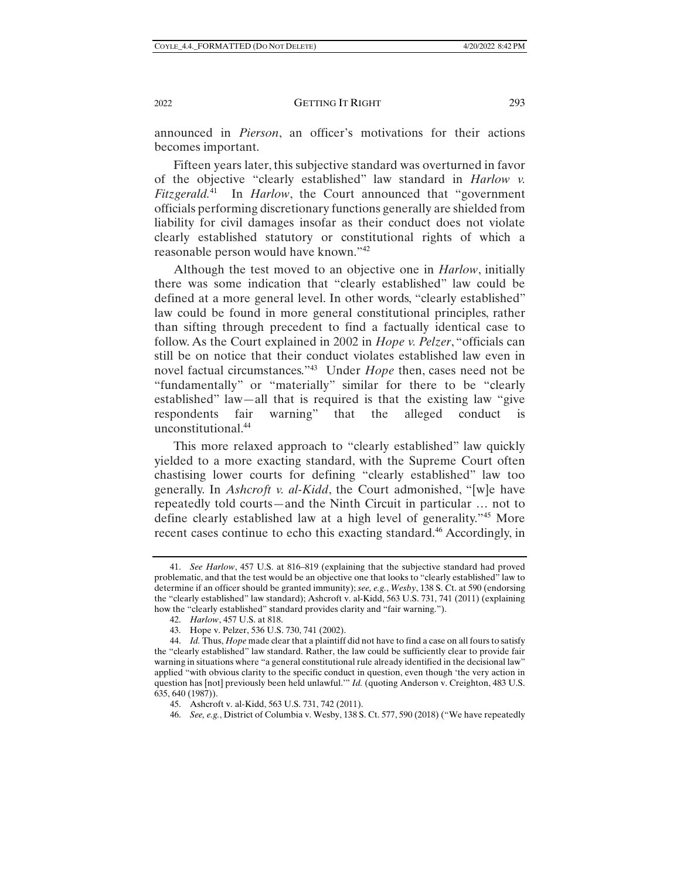announced in *Pierson*, an officer's motivations for their actions becomes important.

Fifteen years later, this subjective standard was overturned in favor of the objective "clearly established" law standard in *Harlow v. Fitzgerald*.[41] In *Harlow*, the Court announced that "government officials performing discretionary functions generally are shielded from liability for civil damages insofar as their conduct does not violate clearly established statutory or constitutional rights of which a reasonable person would have known."[42]

Although the test moved to an objective one in *Harlow*, initially there was some indication that "clearly established" law could be defined at a more general level. In other words, "clearly established" law could be found in more general constitutional principles, rather than sifting through precedent to find a factually identical case to follow. As the Court explained in 2002 in *Hope v. Pelzer*, "officials can still be on notice that their conduct violates established law even in novel factual circumstances."[43] Under *Hope* then, cases need not be "fundamentally" or "materially" similar for there to be "clearly established" law—all that is required is that the existing law "give respondents fair warning" that the alleged conduct is unconstitutional.[44]

This more relaxed approach to "clearly established" law quickly yielded to a more exacting standard, with the Supreme Court often chastising lower courts for defining "clearly established" law too generally. In *Ashcroft v. al-Kidd*, the Court admonished, "[w]e have repeatedly told courts—and the Ninth Circuit in particular … not to define clearly established law at a high level of generality."[45] More recent cases continue to echo this exacting standard.[46] Accordingly, in

---

41. *See Harlow*, 457 U.S. at 816–819 (explaining that the subjective standard had proved problematic, and that the test would be an objective one that looks to "clearly established" law to determine if an officer should be granted immunity); *see, e.g.*, *Wesby*, 138 S. Ct. at 590 (endorsing the "clearly established" law standard); Ashcroft v. al-Kidd, 563 U.S. 731, 741 (2011) (explaining how the "clearly established" standard provides clarity and "fair warning.").

42. *Harlow*, 457 U.S. at 818.

43. Hope v. Pelzer, 536 U.S. 730, 741 (2002).

44. *Id.* Thus, *Hope* made clear that a plaintiff did not have to find a case on all fours to satisfy the "clearly established" law standard. Rather, the law could be sufficiently clear to provide fair warning in situations where "a general constitutional rule already identified in the decisional law" applied "with obvious clarity to the specific conduct in question, even though 'the very action in question has [not] previously been held unlawful.'" *Id.* (quoting Anderson v. Creighton, 483 U.S. 635, 640 (1987)).

45. Ashcroft v. al-Kidd, 563 U.S. 731, 742 (2011).

46. *See, e.g.*, District of Columbia v. Wesby, 138 S. Ct. 577, 590 (2018) ("We have repeatedly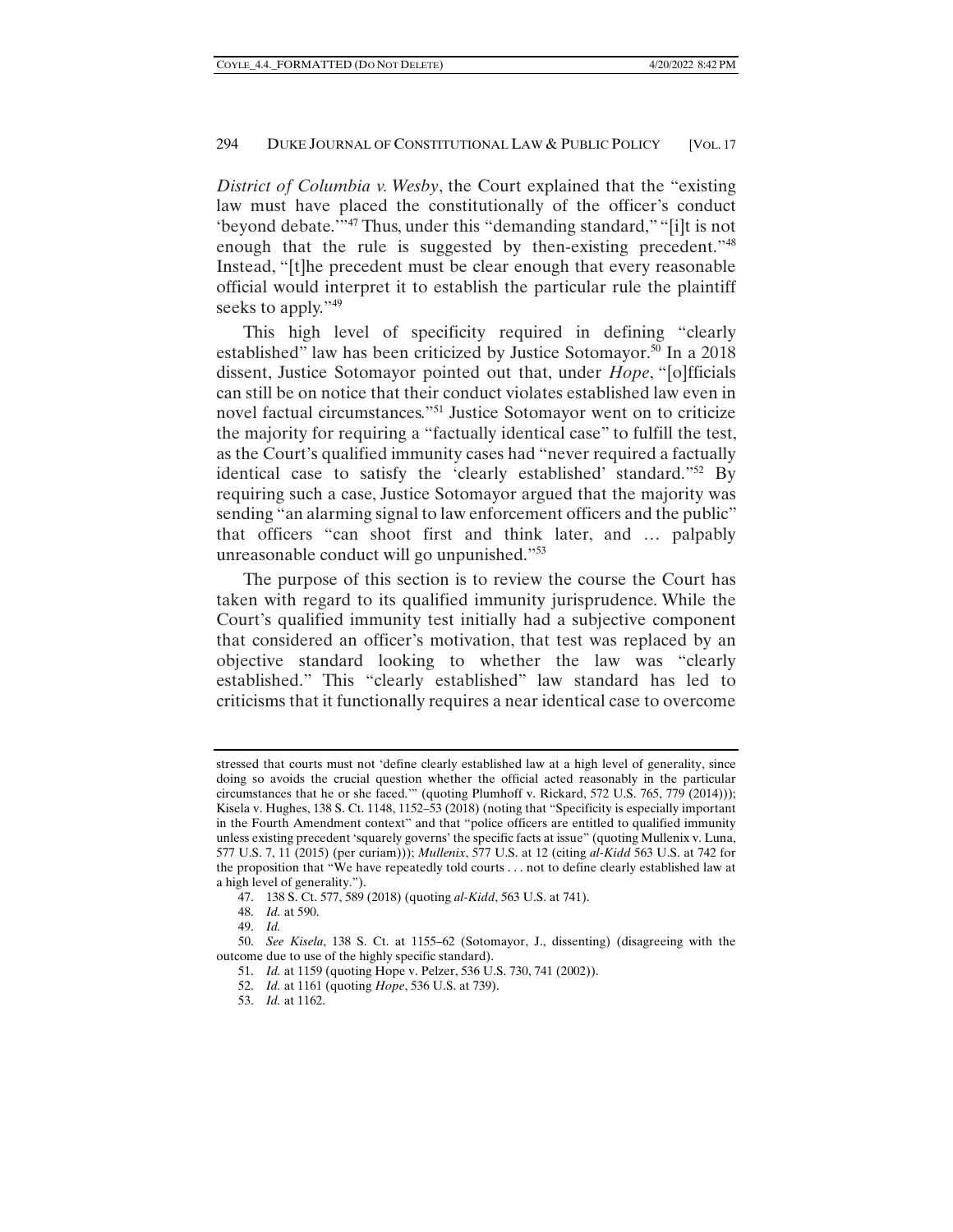*District of Columbia v. Wesby*, the Court explained that the "existing law must have placed the constitutionally of the officer's conduct 'beyond debate.'"[47] Thus, under this "demanding standard," "[i]t is not enough that the rule is suggested by then-existing precedent."[48] Instead, "[t]he precedent must be clear enough that every reasonable official would interpret it to establish the particular rule the plaintiff seeks to apply."[49]

This high level of specificity required in defining "clearly established" law has been criticized by Justice Sotomayor.[50] In a 2018 dissent, Justice Sotomayor pointed out that, under *Hope*, "[o]fficials can still be on notice that their conduct violates established law even in novel factual circumstances."[51] Justice Sotomayor went on to criticize the majority for requiring a "factually identical case" to fulfill the test, as the Court's qualified immunity cases had "never required a factually identical case to satisfy the 'clearly established' standard."[52] By requiring such a case, Justice Sotomayor argued that the majority was sending "an alarming signal to law enforcement officers and the public" that officers "can shoot first and think later, and … palpably unreasonable conduct will go unpunished."[53]

The purpose of this section is to review the course the Court has taken with regard to its qualified immunity jurisprudence. While the Court's qualified immunity test initially had a subjective component that considered an officer's motivation, that test was replaced by an objective standard looking to whether the law was "clearly established." This "clearly established" law standard has led to criticisms that it functionally requires a near identical case to overcome

---

stressed that courts must not 'define clearly established law at a high level of generality, since doing so avoids the crucial question whether the official acted reasonably in the particular circumstances that he or she faced.'" (quoting Plumhoff v. Rickard, 572 U.S. 765, 779 (2014))); Kisela v. Hughes, 138 S. Ct. 1148, 1152–53 (2018) (noting that "Specificity is especially important in the Fourth Amendment context" and that "police officers are entitled to qualified immunity unless existing precedent 'squarely governs' the specific facts at issue" (quoting Mullenix v. Luna, 577 U.S. 7, 11 (2015) (per curiam))); *Mullenix*, 577 U.S. at 12 (citing *al-Kidd* 563 U.S. at 742 for the proposition that "We have repeatedly told courts . . . not to define clearly established law at a high level of generality.").

47. 138 S. Ct. 577, 589 (2018) (quoting *al-Kidd*, 563 U.S. at 741).

48. *Id.* at 590.

49. *Id.*

50. *See Kisela*, 138 S. Ct. at 1155–62 (Sotomayor, J., dissenting) (disagreeing with the outcome due to use of the highly specific standard).

51. *Id.* at 1159 (quoting Hope v. Pelzer, 536 U.S. 730, 741 (2002)).

52. *Id.* at 1161 (quoting *Hope*, 536 U.S. at 739).

53. *Id.* at 1162.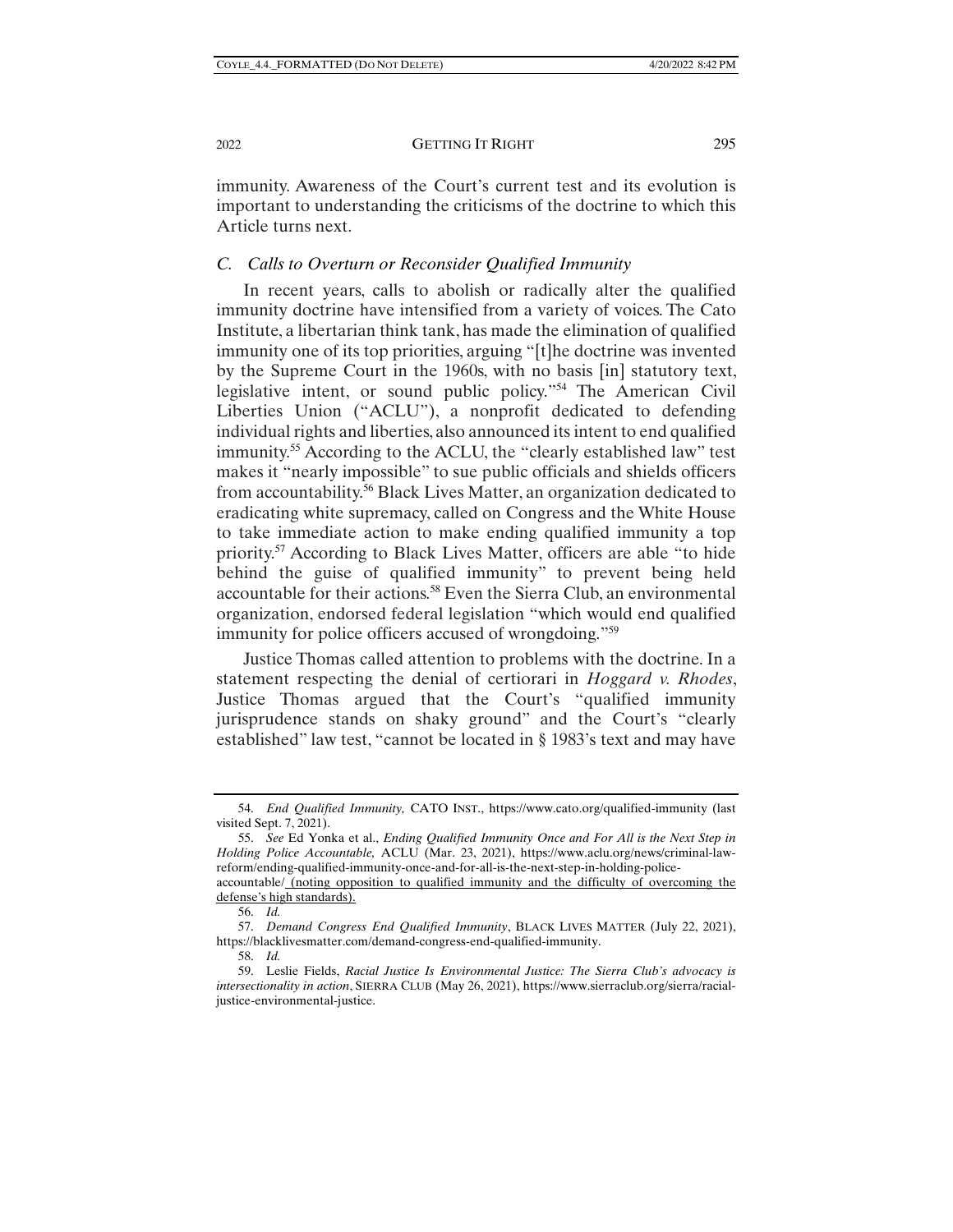immunity. Awareness of the Court's current test and its evolution is important to understanding the criticisms of the doctrine to which this Article turns next.

### *C. Calls to Overturn or Reconsider Qualified Immunity*

In recent years, calls to abolish or radically alter the qualified immunity doctrine have intensified from a variety of voices. The Cato Institute, a libertarian think tank, has made the elimination of qualified immunity one of its top priorities, arguing "[t]he doctrine was invented by the Supreme Court in the 1960s, with no basis [in] statutory text, legislative intent, or sound public policy."[54] The American Civil Liberties Union ("ACLU"), a nonprofit dedicated to defending individual rights and liberties, also announced its intent to end qualified immunity.[55] According to the ACLU, the "clearly established law" test makes it "nearly impossible" to sue public officials and shields officers from accountability.[56] Black Lives Matter, an organization dedicated to eradicating white supremacy, called on Congress and the White House to take immediate action to make ending qualified immunity a top priority.[57] According to Black Lives Matter, officers are able "to hide behind the guise of qualified immunity" to prevent being held accountable for their actions.[58] Even the Sierra Club, an environmental organization, endorsed federal legislation "which would end qualified immunity for police officers accused of wrongdoing."[59]

Justice Thomas called attention to problems with the doctrine. In a statement respecting the denial of certiorari in *Hoggard v. Rhodes*, Justice Thomas argued that the Court's "qualified immunity jurisprudence stands on shaky ground" and the Court's "clearly established" law test, "cannot be located in § 1983's text and may have

---

54. *End Qualified Immunity,* CATO INST., https://www.cato.org/qualified-immunity (last visited Sept. 7, 2021).

55. *See* Ed Yonka et al., *Ending Qualified Immunity Once and For All is the Next Step in Holding Police Accountable,* ACLU (Mar. 23, 2021), https://www.aclu.org/news/criminal-law-reform/ending-qualified-immunity-once-and-for-all-is-the-next-step-in-holding-police-accountable/ (noting opposition to qualified immunity and the difficulty of overcoming the defense's high standards).

56. *Id.*

57. *Demand Congress End Qualified Immunity*, BLACK LIVES MATTER (July 22, 2021), https://blacklivesmatter.com/demand-congress-end-qualified-immunity.

58. *Id.*

59. Leslie Fields, *Racial Justice Is Environmental Justice: The Sierra Club's advocacy is intersectionality in action*, SIERRA CLUB (May 26, 2021), https://www.sierraclub.org/sierra/racial-justice-environmental-justice.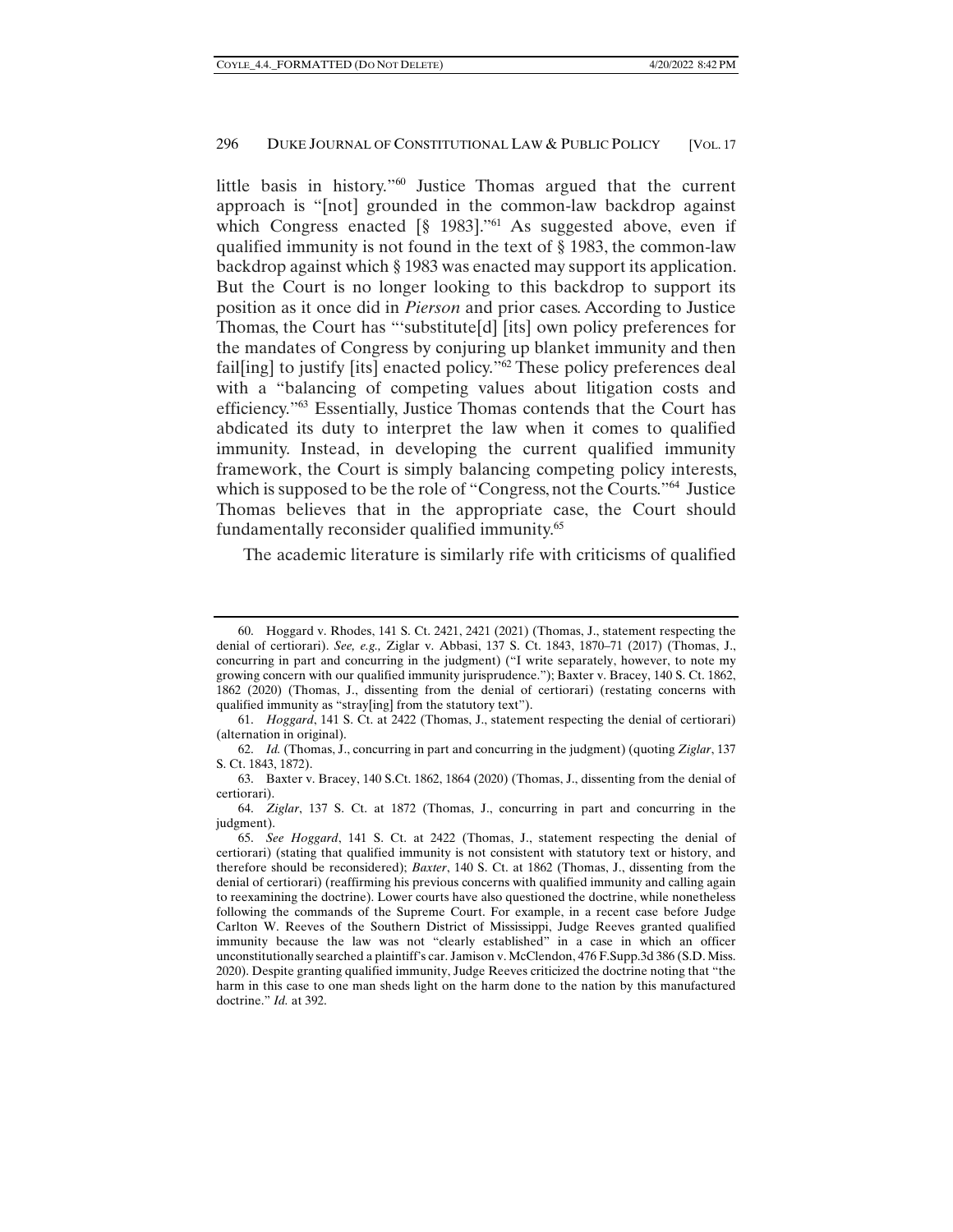little basis in history."[60] Justice Thomas argued that the current approach is "[not] grounded in the common-law backdrop against which Congress enacted [§ 1983]."[61] As suggested above, even if qualified immunity is not found in the text of § 1983, the common-law backdrop against which § 1983 was enacted may support its application. But the Court is no longer looking to this backdrop to support its position as it once did in *Pierson* and prior cases. According to Justice Thomas, the Court has "'substitute[d] [its] own policy preferences for the mandates of Congress by conjuring up blanket immunity and then fail[ing] to justify [its] enacted policy."[62] These policy preferences deal with a "balancing of competing values about litigation costs and efficiency."[63] Essentially, Justice Thomas contends that the Court has abdicated its duty to interpret the law when it comes to qualified immunity. Instead, in developing the current qualified immunity framework, the Court is simply balancing competing policy interests, which is supposed to be the role of "Congress, not the Courts."[64] Justice Thomas believes that in the appropriate case, the Court should fundamentally reconsider qualified immunity.[65]

The academic literature is similarly rife with criticisms of qualified

---

60. Hoggard v. Rhodes, 141 S. Ct. 2421, 2421 (2021) (Thomas, J., statement respecting the denial of certiorari). *See, e.g.,* Ziglar v. Abbasi, 137 S. Ct. 1843, 1870–71 (2017) (Thomas, J., concurring in part and concurring in the judgment) ("I write separately, however, to note my growing concern with our qualified immunity jurisprudence."); Baxter v. Bracey, 140 S. Ct. 1862, 1862 (2020) (Thomas, J., dissenting from the denial of certiorari) (restating concerns with qualified immunity as "stray[ing] from the statutory text").

61. *Hoggard*, 141 S. Ct. at 2422 (Thomas, J., statement respecting the denial of certiorari) (alternation in original).

62. *Id.* (Thomas, J., concurring in part and concurring in the judgment) (quoting *Ziglar*, 137 S. Ct. 1843, 1872).

63. Baxter v. Bracey, 140 S.Ct. 1862, 1864 (2020) (Thomas, J., dissenting from the denial of certiorari).

64. *Ziglar*, 137 S. Ct. at 1872 (Thomas, J., concurring in part and concurring in the judgment).

65. *See Hoggard*, 141 S. Ct. at 2422 (Thomas, J., statement respecting the denial of certiorari) (stating that qualified immunity is not consistent with statutory text or history, and therefore should be reconsidered); *Baxter*, 140 S. Ct. at 1862 (Thomas, J., dissenting from the denial of certiorari) (reaffirming his previous concerns with qualified immunity and calling again to reexamining the doctrine). Lower courts have also questioned the doctrine, while nonetheless following the commands of the Supreme Court. For example, in a recent case before Judge Carlton W. Reeves of the Southern District of Mississippi, Judge Reeves granted qualified immunity because the law was not "clearly established" in a case in which an officer unconstitutionally searched a plaintiff's car. Jamison v. McClendon, 476 F.Supp.3d 386 (S.D. Miss. 2020). Despite granting qualified immunity, Judge Reeves criticized the doctrine noting that "the harm in this case to one man sheds light on the harm done to the nation by this manufactured doctrine." *Id.* at 392.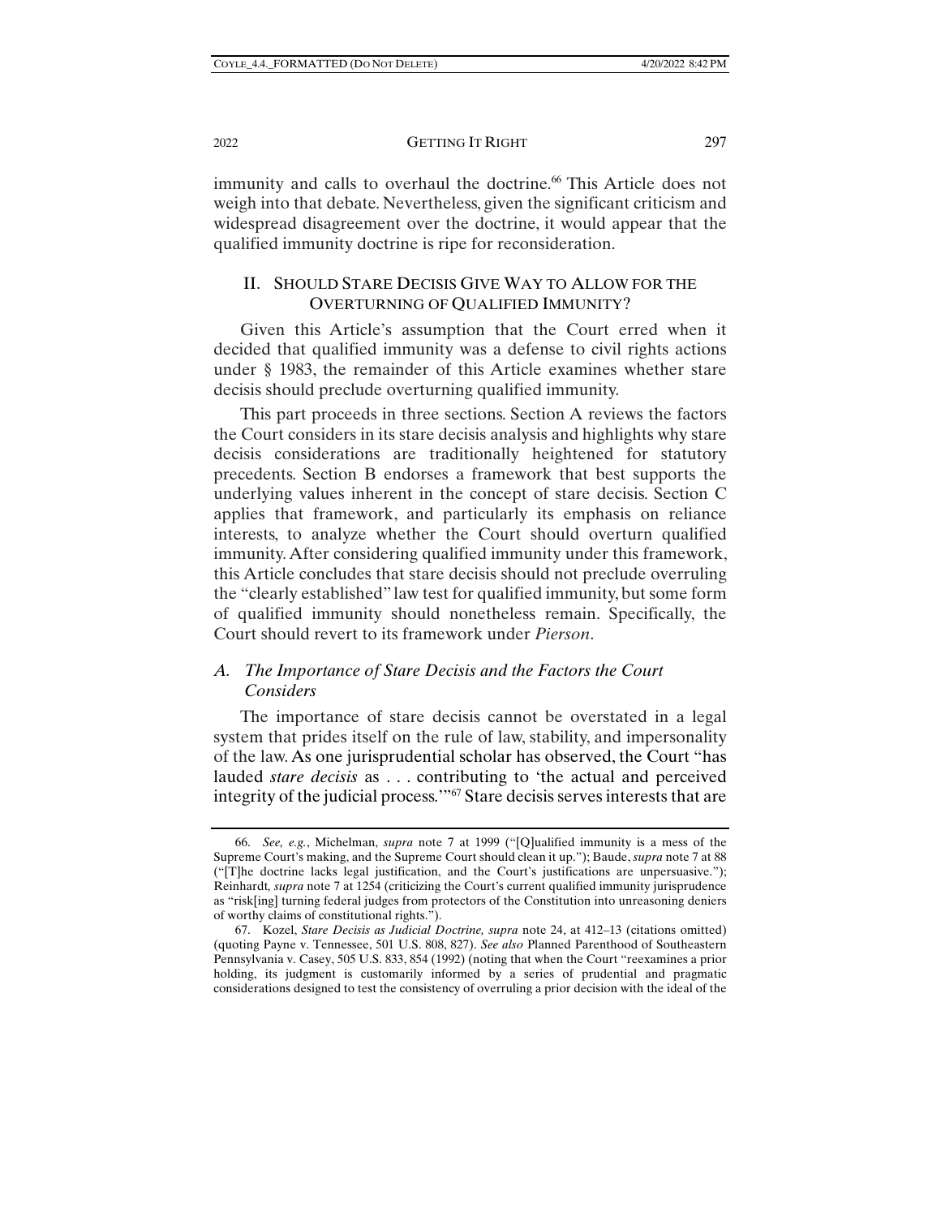immunity and calls to overhaul the doctrine.[66] This Article does not weigh into that debate. Nevertheless, given the significant criticism and widespread disagreement over the doctrine, it would appear that the qualified immunity doctrine is ripe for reconsideration.

## II. Should Stare Decisis Give Way to Allow for the Overturning of Qualified Immunity?

Given this Article's assumption that the Court erred when it decided that qualified immunity was a defense to civil rights actions under § 1983, the remainder of this Article examines whether stare decisis should preclude overturning qualified immunity.

This part proceeds in three sections. Section A reviews the factors the Court considers in its stare decisis analysis and highlights why stare decisis considerations are traditionally heightened for statutory precedents. Section B endorses a framework that best supports the underlying values inherent in the concept of stare decisis. Section C applies that framework, and particularly its emphasis on reliance interests, to analyze whether the Court should overturn qualified immunity. After considering qualified immunity under this framework, this Article concludes that stare decisis should not preclude overruling the "clearly established" law test for qualified immunity, but some form of qualified immunity should nonetheless remain. Specifically, the Court should revert to its framework under *Pierson*.

### A. *The Importance of Stare Decisis and the Factors the Court Considers*

The importance of stare decisis cannot be overstated in a legal system that prides itself on the rule of law, stability, and impersonality of the law. As one jurisprudential scholar has observed, the Court "has lauded *stare decisis* as . . . contributing to 'the actual and perceived integrity of the judicial process.'"[67] Stare decisis serves interests that are

---

66. *See, e.g.*, Michelman, *supra* note 7 at 1999 ("[Q]ualified immunity is a mess of the Supreme Court's making, and the Supreme Court should clean it up."); Baude, *supra* note 7 at 88 ("[T]he doctrine lacks legal justification, and the Court's justifications are unpersuasive."); Reinhardt*, supra* note 7 at 1254 (criticizing the Court's current qualified immunity jurisprudence as "risk[ing] turning federal judges from protectors of the Constitution into unreasoning deniers of worthy claims of constitutional rights.").

67. Kozel, *Stare Decisis as Judicial Doctrine, supra* note 24, at 412–13 (citations omitted) (quoting Payne v. Tennessee, 501 U.S. 808, 827). *See also* Planned Parenthood of Southeastern Pennsylvania v. Casey, 505 U.S. 833, 854 (1992) (noting that when the Court "reexamines a prior holding, its judgment is customarily informed by a series of prudential and pragmatic considerations designed to test the consistency of overruling a prior decision with the ideal of the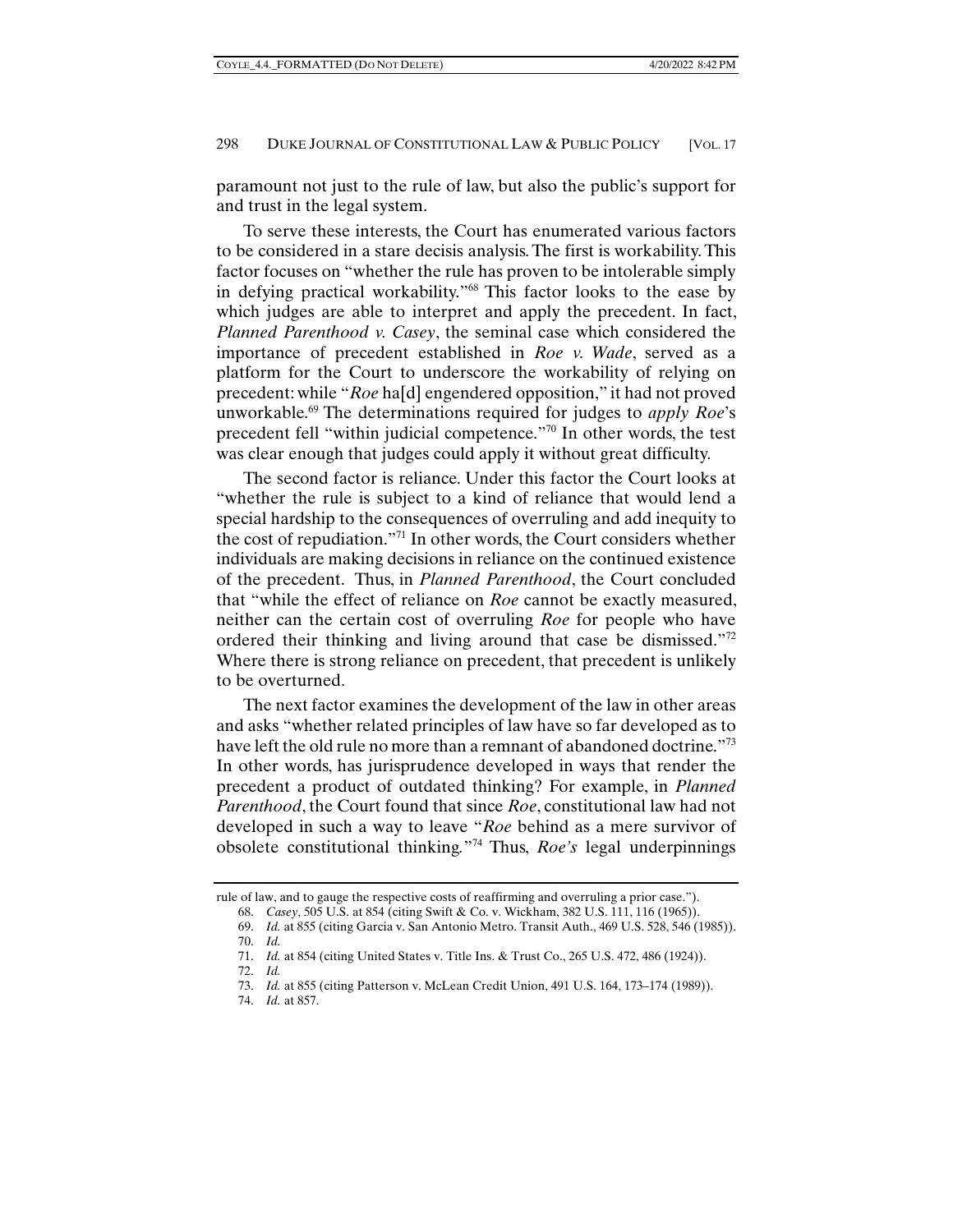paramount not just to the rule of law, but also the public's support for and trust in the legal system.

To serve these interests, the Court has enumerated various factors to be considered in a stare decisis analysis. The first is workability. This factor focuses on "whether the rule has proven to be intolerable simply in defying practical workability."[68] This factor looks to the ease by which judges are able to interpret and apply the precedent. In fact, *Planned Parenthood v. Casey*, the seminal case which considered the importance of precedent established in *Roe v. Wade*, served as a platform for the Court to underscore the workability of relying on precedent: while "*Roe* ha[d] engendered opposition," it had not proved unworkable.[69] The determinations required for judges to *apply Roe*'s precedent fell "within judicial competence."[70] In other words, the test was clear enough that judges could apply it without great difficulty.

The second factor is reliance. Under this factor the Court looks at "whether the rule is subject to a kind of reliance that would lend a special hardship to the consequences of overruling and add inequity to the cost of repudiation."[71] In other words, the Court considers whether individuals are making decisions in reliance on the continued existence of the precedent. Thus, in *Planned Parenthood*, the Court concluded that "while the effect of reliance on *Roe* cannot be exactly measured, neither can the certain cost of overruling *Roe* for people who have ordered their thinking and living around that case be dismissed."[72] Where there is strong reliance on precedent, that precedent is unlikely to be overturned.

The next factor examines the development of the law in other areas and asks "whether related principles of law have so far developed as to have left the old rule no more than a remnant of abandoned doctrine."[73] In other words, has jurisprudence developed in ways that render the precedent a product of outdated thinking? For example, in *Planned Parenthood*, the Court found that since *Roe*, constitutional law had not developed in such a way to leave "*Roe* behind as a mere survivor of obsolete constitutional thinking."[74] Thus, *Roe's* legal underpinnings

---

rule of law, and to gauge the respective costs of reaffirming and overruling a prior case.").

68. *Casey*, 505 U.S. at 854 (citing Swift & Co. v. Wickham, 382 U.S. 111, 116 (1965)).

69. *Id.* at 855 (citing Garcia v. San Antonio Metro. Transit Auth., 469 U.S. 528, 546 (1985)).

70. *Id.*

71. *Id.* at 854 (citing United States v. Title Ins. & Trust Co., 265 U.S. 472, 486 (1924)).

72. *Id.*

73. *Id.* at 855 (citing Patterson v. McLean Credit Union, 491 U.S. 164, 173–174 (1989)).

74. *Id.* at 857.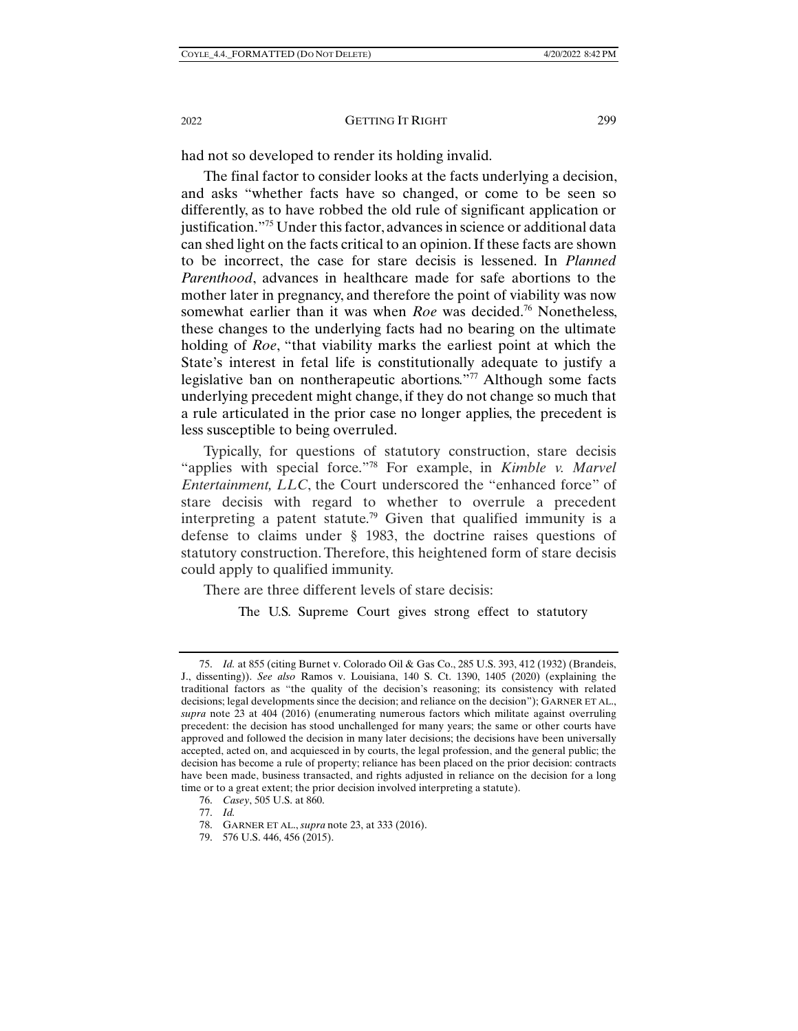had not so developed to render its holding invalid.

The final factor to consider looks at the facts underlying a decision, and asks "whether facts have so changed, or come to be seen so differently, as to have robbed the old rule of significant application or justification."[75] Under this factor, advances in science or additional data can shed light on the facts critical to an opinion. If these facts are shown to be incorrect, the case for stare decisis is lessened. In *Planned Parenthood*, advances in healthcare made for safe abortions to the mother later in pregnancy, and therefore the point of viability was now somewhat earlier than it was when *Roe* was decided.[76] Nonetheless, these changes to the underlying facts had no bearing on the ultimate holding of *Roe*, "that viability marks the earliest point at which the State's interest in fetal life is constitutionally adequate to justify a legislative ban on nontherapeutic abortions."[77] Although some facts underlying precedent might change, if they do not change so much that a rule articulated in the prior case no longer applies, the precedent is less susceptible to being overruled.

Typically, for questions of statutory construction, stare decisis "applies with special force."[78] For example, in *Kimble v. Marvel Entertainment, LLC*, the Court underscored the "enhanced force" of stare decisis with regard to whether to overrule a precedent interpreting a patent statute.[79] Given that qualified immunity is a defense to claims under § 1983, the doctrine raises questions of statutory construction. Therefore, this heightened form of stare decisis could apply to qualified immunity.

There are three different levels of stare decisis:

> The U.S. Supreme Court gives strong effect to statutory

---

75. *Id.* at 855 (citing Burnet v. Colorado Oil & Gas Co., 285 U.S. 393, 412 (1932) (Brandeis, J., dissenting)). *See also* Ramos v. Louisiana, 140 S. Ct. 1390, 1405 (2020) (explaining the traditional factors as "the quality of the decision's reasoning; its consistency with related decisions; legal developments since the decision; and reliance on the decision"); GARNER ET AL., *supra* note 23 at 404 (2016) (enumerating numerous factors which militate against overruling precedent: the decision has stood unchallenged for many years; the same or other courts have approved and followed the decision in many later decisions; the decisions have been universally accepted, acted on, and acquiesced in by courts, the legal profession, and the general public; the decision has become a rule of property; reliance has been placed on the prior decision: contracts have been made, business transacted, and rights adjusted in reliance on the decision for a long time or to a great extent; the prior decision involved interpreting a statute).

76. *Casey*, 505 U.S. at 860.

77. *Id.*

78. GARNER ET AL., *supra* note 23, at 333 (2016).

79. 576 U.S. 446, 456 (2015).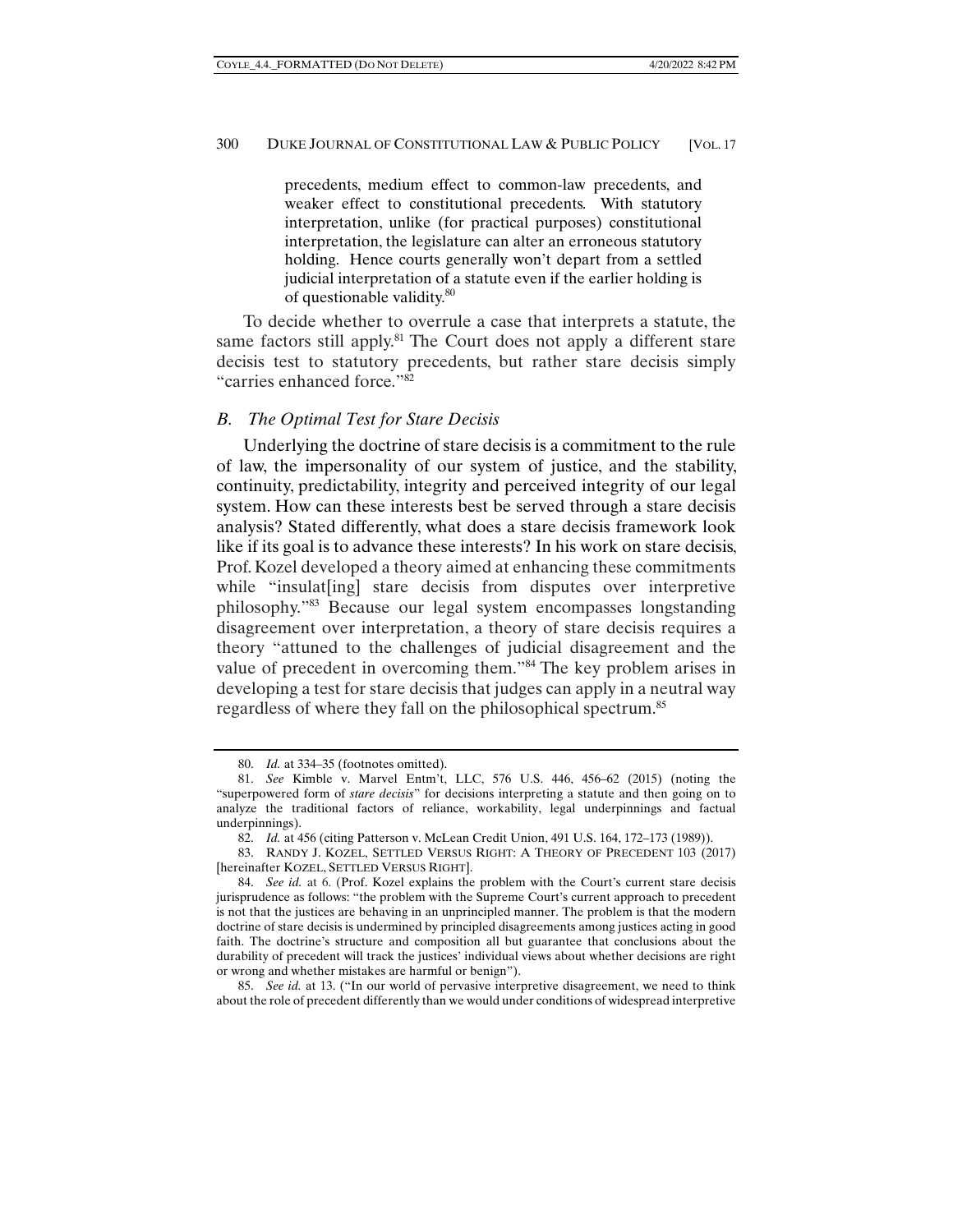> precedents, medium effect to common-law precedents, and weaker effect to constitutional precedents. With statutory interpretation, unlike (for practical purposes) constitutional interpretation, the legislature can alter an erroneous statutory holding. Hence courts generally won't depart from a settled judicial interpretation of a statute even if the earlier holding is of questionable validity.[80]

To decide whether to overrule a case that interprets a statute, the same factors still apply.[81] The Court does not apply a different stare decisis test to statutory precedents, but rather stare decisis simply "carries enhanced force."[82]

### *B. The Optimal Test for Stare Decisis*

Underlying the doctrine of stare decisis is a commitment to the rule of law, the impersonality of our system of justice, and the stability, continuity, predictability, integrity and perceived integrity of our legal system. How can these interests best be served through a stare decisis analysis? Stated differently, what does a stare decisis framework look like if its goal is to advance these interests? In his work on stare decisis, Prof. Kozel developed a theory aimed at enhancing these commitments while "insulat[ing] stare decisis from disputes over interpretive philosophy."[83] Because our legal system encompasses longstanding disagreement over interpretation, a theory of stare decisis requires a theory "attuned to the challenges of judicial disagreement and the value of precedent in overcoming them."[84] The key problem arises in developing a test for stare decisis that judges can apply in a neutral way regardless of where they fall on the philosophical spectrum.[85]

---

80. *Id.* at 334–35 (footnotes omitted).

81. *See* Kimble v. Marvel Entm't, LLC, 576 U.S. 446, 456–62 (2015) (noting the "superpowered form of *stare decisis*" for decisions interpreting a statute and then going on to analyze the traditional factors of reliance, workability, legal underpinnings and factual underpinnings).

82. *Id.* at 456 (citing Patterson v. McLean Credit Union, 491 U.S. 164, 172–173 (1989)).

83. RANDY J. KOZEL, SETTLED VERSUS RIGHT: A THEORY OF PRECEDENT 103 (2017) [hereinafter KOZEL, SETTLED VERSUS RIGHT].

84. *See id.* at 6. (Prof. Kozel explains the problem with the Court's current stare decisis jurisprudence as follows: "the problem with the Supreme Court's current approach to precedent is not that the justices are behaving in an unprincipled manner. The problem is that the modern doctrine of stare decisis is undermined by principled disagreements among justices acting in good faith. The doctrine's structure and composition all but guarantee that conclusions about the durability of precedent will track the justices' individual views about whether decisions are right or wrong and whether mistakes are harmful or benign").

85. *See id.* at 13. ("In our world of pervasive interpretive disagreement, we need to think about the role of precedent differently than we would under conditions of widespread interpretive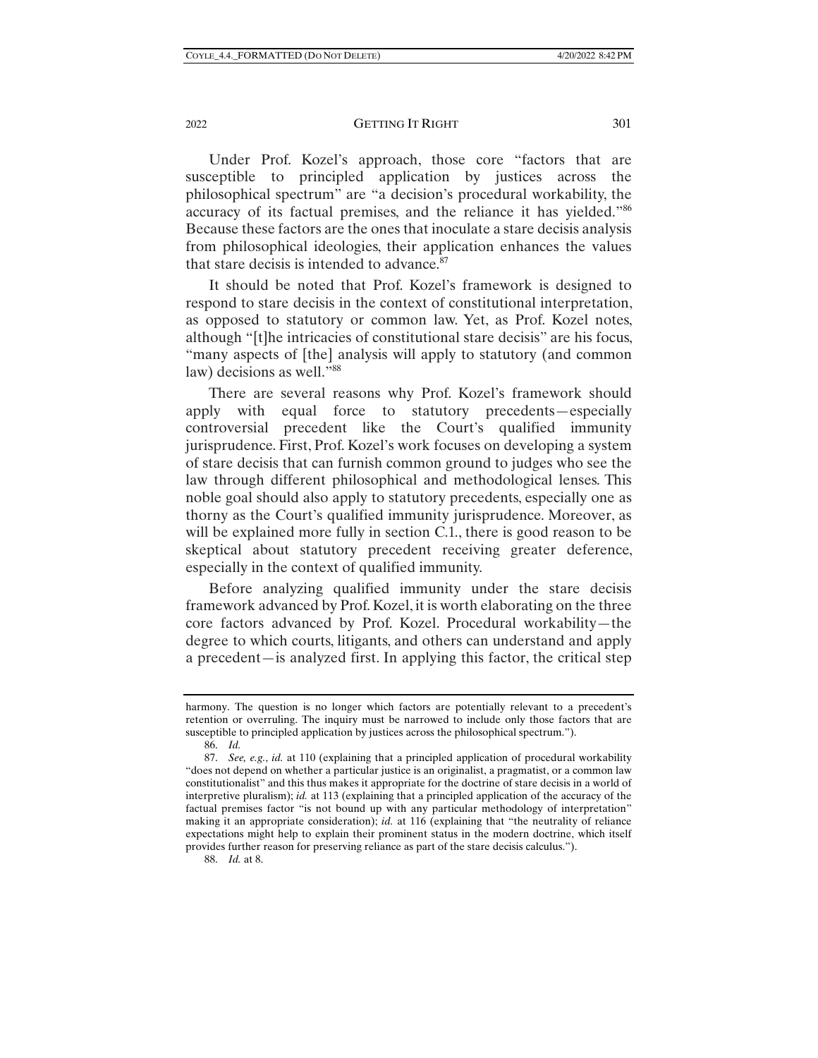Under Prof. Kozel's approach, those core "factors that are susceptible to principled application by justices across the philosophical spectrum" are "a decision's procedural workability, the accuracy of its factual premises, and the reliance it has yielded."[86] Because these factors are the ones that inoculate a stare decisis analysis from philosophical ideologies, their application enhances the values that stare decisis is intended to advance.[87]

It should be noted that Prof. Kozel's framework is designed to respond to stare decisis in the context of constitutional interpretation, as opposed to statutory or common law. Yet, as Prof. Kozel notes, although "[t]he intricacies of constitutional stare decisis" are his focus, "many aspects of [the] analysis will apply to statutory (and common law) decisions as well."[88]

There are several reasons why Prof. Kozel's framework should apply with equal force to statutory precedents—especially controversial precedent like the Court's qualified immunity jurisprudence. First, Prof. Kozel's work focuses on developing a system of stare decisis that can furnish common ground to judges who see the law through different philosophical and methodological lenses. This noble goal should also apply to statutory precedents, especially one as thorny as the Court's qualified immunity jurisprudence. Moreover, as will be explained more fully in section C.1., there is good reason to be skeptical about statutory precedent receiving greater deference, especially in the context of qualified immunity.

Before analyzing qualified immunity under the stare decisis framework advanced by Prof. Kozel, it is worth elaborating on the three core factors advanced by Prof. Kozel. Procedural workability—the degree to which courts, litigants, and others can understand and apply a precedent—is analyzed first. In applying this factor, the critical step

---

harmony. The question is no longer which factors are potentially relevant to a precedent's retention or overruling. The inquiry must be narrowed to include only those factors that are susceptible to principled application by justices across the philosophical spectrum.").

86. *Id.*

87. *See, e.g.*, *id.* at 110 (explaining that a principled application of procedural workability "does not depend on whether a particular justice is an originalist, a pragmatist, or a common law constitutionalist" and this thus makes it appropriate for the doctrine of stare decisis in a world of interpretive pluralism); *id.* at 113 (explaining that a principled application of the accuracy of the factual premises factor "is not bound up with any particular methodology of interpretation" making it an appropriate consideration); *id.* at 116 (explaining that "the neutrality of reliance expectations might help to explain their prominent status in the modern doctrine, which itself provides further reason for preserving reliance as part of the stare decisis calculus.").

88. *Id.* at 8.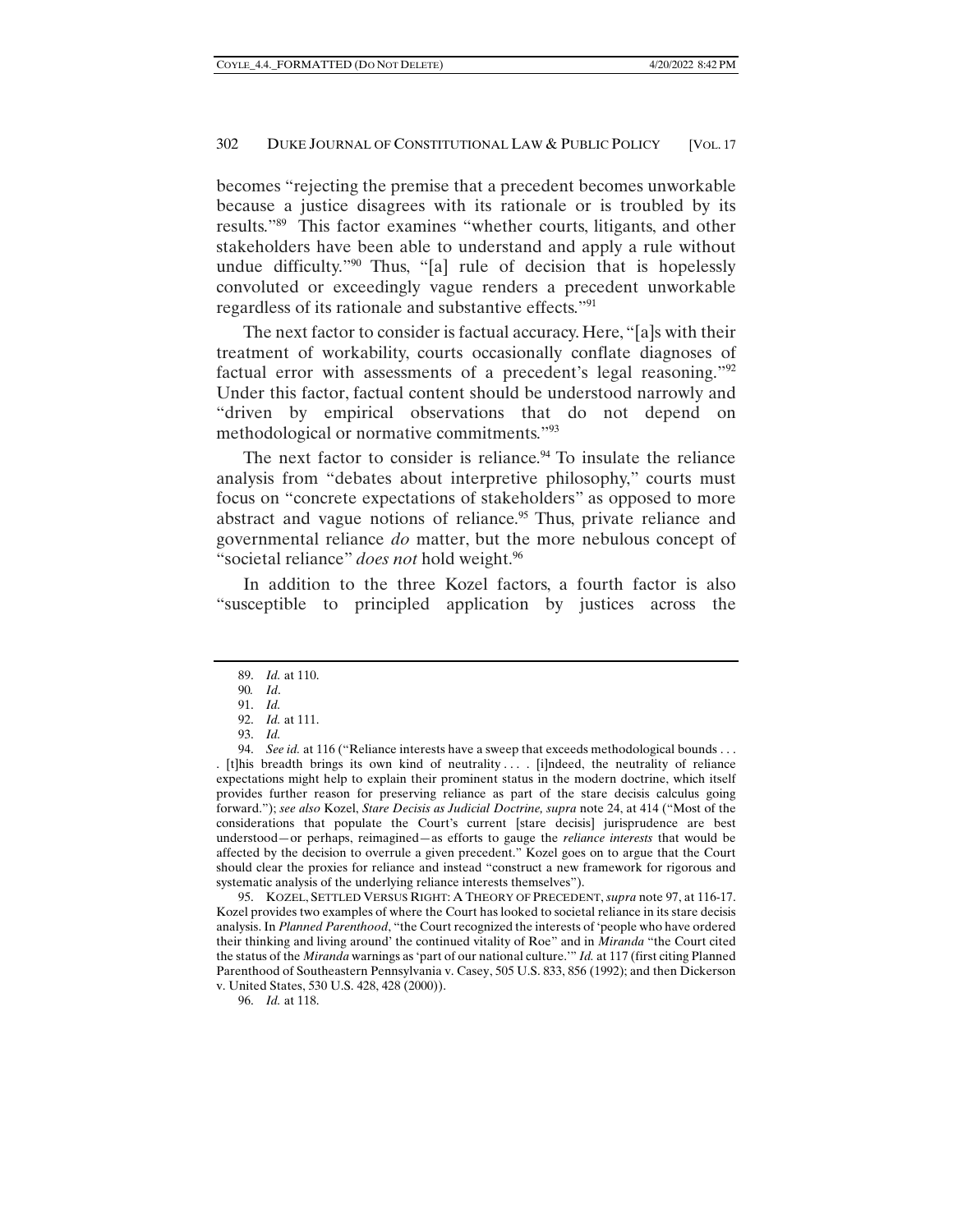becomes "rejecting the premise that a precedent becomes unworkable because a justice disagrees with its rationale or is troubled by its results."[89] This factor examines "whether courts, litigants, and other stakeholders have been able to understand and apply a rule without undue difficulty."[90] Thus, "[a] rule of decision that is hopelessly convoluted or exceedingly vague renders a precedent unworkable regardless of its rationale and substantive effects."[91]

The next factor to consider is factual accuracy. Here, "[a]s with their treatment of workability, courts occasionally conflate diagnoses of factual error with assessments of a precedent's legal reasoning."[92] Under this factor, factual content should be understood narrowly and "driven by empirical observations that do not depend on methodological or normative commitments."[93]

The next factor to consider is reliance.[94] To insulate the reliance analysis from "debates about interpretive philosophy," courts must focus on "concrete expectations of stakeholders" as opposed to more abstract and vague notions of reliance.[95] Thus, private reliance and governmental reliance *do* matter, but the more nebulous concept of "societal reliance" *does not* hold weight.[96]

In addition to the three Kozel factors, a fourth factor is also "susceptible to principled application by justices across the

---

89. *Id.* at 110.

90. *Id*.

91. *Id.*

92. *Id.* at 111.

93. *Id.*

94. *See id.* at 116 ("Reliance interests have a sweep that exceeds methodological bounds . . . . [t]his breadth brings its own kind of neutrality . . . . [i]ndeed, the neutrality of reliance expectations might help to explain their prominent status in the modern doctrine, which itself provides further reason for preserving reliance as part of the stare decisis calculus going forward."); *see also* Kozel, *Stare Decisis as Judicial Doctrine, supra* note 24, at 414 ("Most of the considerations that populate the Court's current [stare decisis] jurisprudence are best understood—or perhaps, reimagined—as efforts to gauge the *reliance interests* that would be affected by the decision to overrule a given precedent." Kozel goes on to argue that the Court should clear the proxies for reliance and instead "construct a new framework for rigorous and systematic analysis of the underlying reliance interests themselves").

95. KOZEL, SETTLED VERSUS RIGHT: A THEORY OF PRECEDENT, *supra* note 97, at 116-17. Kozel provides two examples of where the Court has looked to societal reliance in its stare decisis analysis. In *Planned Parenthood*, "the Court recognized the interests of 'people who have ordered their thinking and living around' the continued vitality of Roe" and in *Miranda* "the Court cited the status of the *Miranda* warnings as 'part of our national culture.'" *Id.* at 117 (first citing Planned Parenthood of Southeastern Pennsylvania v. Casey, 505 U.S. 833, 856 (1992); and then Dickerson v. United States, 530 U.S. 428, 428 (2000)).

96. *Id.* at 118.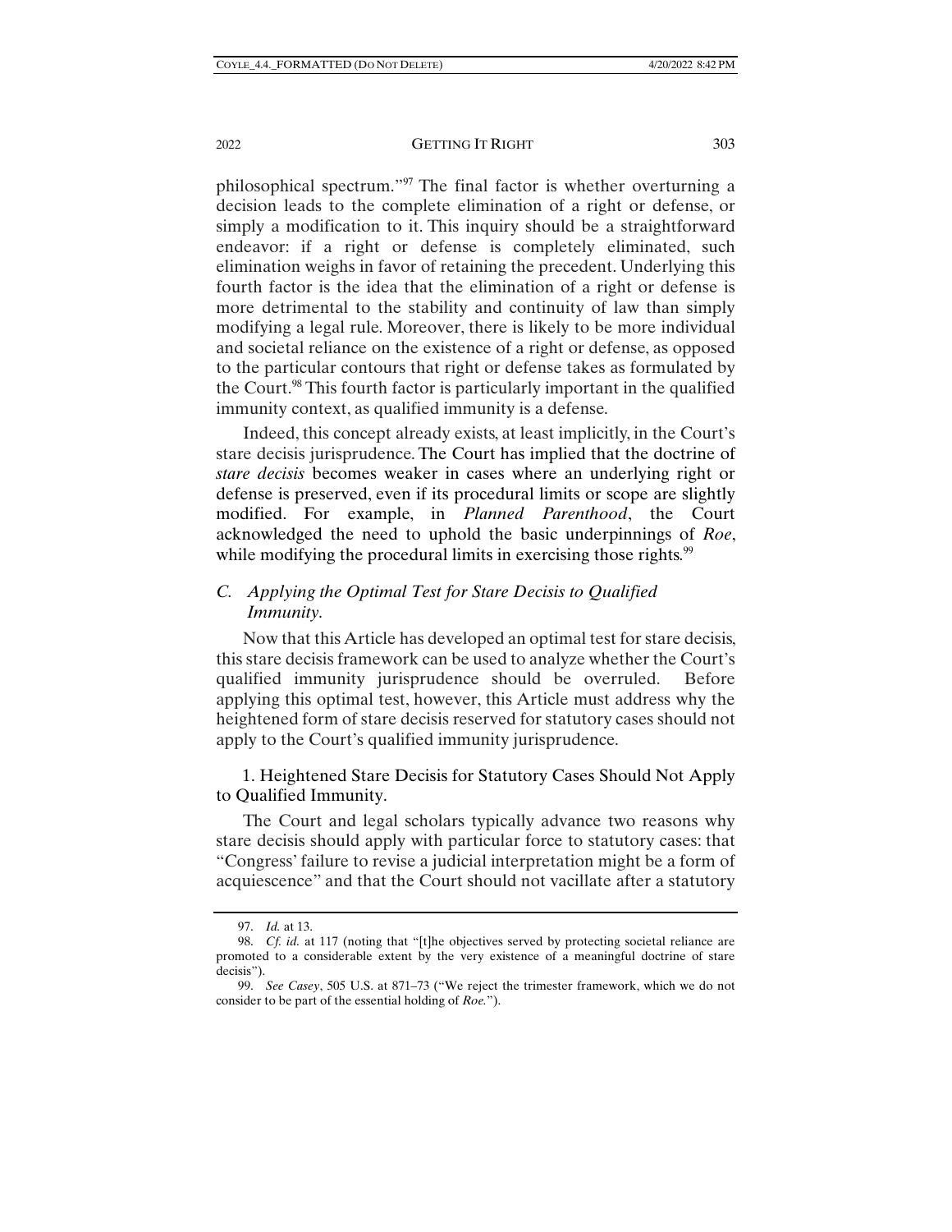philosophical spectrum."[97] The final factor is whether overturning a decision leads to the complete elimination of a right or defense, or simply a modification to it. This inquiry should be a straightforward endeavor: if a right or defense is completely eliminated, such elimination weighs in favor of retaining the precedent. Underlying this fourth factor is the idea that the elimination of a right or defense is more detrimental to the stability and continuity of law than simply modifying a legal rule. Moreover, there is likely to be more individual and societal reliance on the existence of a right or defense, as opposed to the particular contours that right or defense takes as formulated by the Court.[98] This fourth factor is particularly important in the qualified immunity context, as qualified immunity is a defense.

Indeed, this concept already exists, at least implicitly, in the Court's stare decisis jurisprudence. The Court has implied that the doctrine of *stare decisis* becomes weaker in cases where an underlying right or defense is preserved, even if its procedural limits or scope are slightly modified. For example, in *Planned Parenthood*, the Court acknowledged the need to uphold the basic underpinnings of *Roe*, while modifying the procedural limits in exercising those rights.[99]

### C. Applying the Optimal Test for Stare Decisis to Qualified Immunity.

Now that this Article has developed an optimal test for stare decisis, this stare decisis framework can be used to analyze whether the Court's qualified immunity jurisprudence should be overruled. Before applying this optimal test, however, this Article must address why the heightened form of stare decisis reserved for statutory cases should not apply to the Court's qualified immunity jurisprudence.

#### 1. Heightened Stare Decisis for Statutory Cases Should Not Apply to Qualified Immunity.

The Court and legal scholars typically advance two reasons why stare decisis should apply with particular force to statutory cases: that "Congress' failure to revise a judicial interpretation might be a form of acquiescence" and that the Court should not vacillate after a statutory

---

97. *Id.* at 13.

98. *Cf. id.* at 117 (noting that "[t]he objectives served by protecting societal reliance are promoted to a considerable extent by the very existence of a meaningful doctrine of stare decisis").

99. *See Casey*, 505 U.S. at 871–73 ("We reject the trimester framework, which we do not consider to be part of the essential holding of *Roe.*").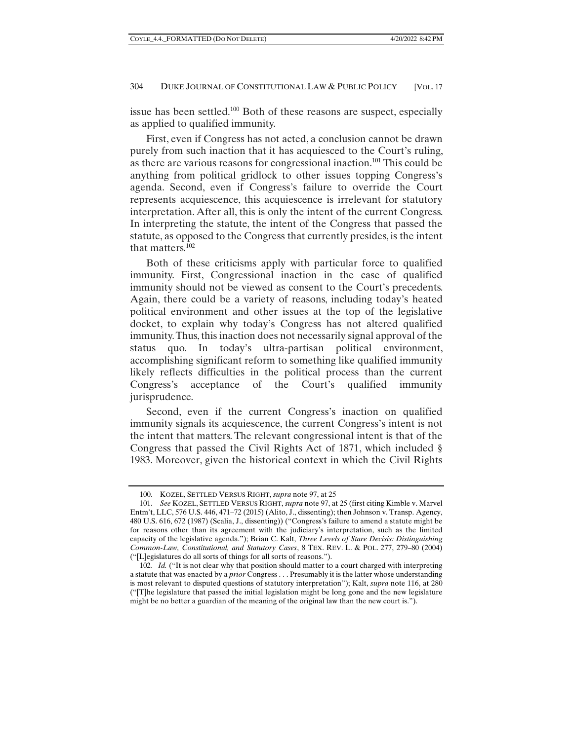issue has been settled.[100] Both of these reasons are suspect, especially as applied to qualified immunity.

First, even if Congress has not acted, a conclusion cannot be drawn purely from such inaction that it has acquiesced to the Court's ruling, as there are various reasons for congressional inaction.[101] This could be anything from political gridlock to other issues topping Congress's agenda. Second, even if Congress's failure to override the Court represents acquiescence, this acquiescence is irrelevant for statutory interpretation. After all, this is only the intent of the current Congress. In interpreting the statute, the intent of the Congress that passed the statute, as opposed to the Congress that currently presides, is the intent that matters.[102]

Both of these criticisms apply with particular force to qualified immunity. First, Congressional inaction in the case of qualified immunity should not be viewed as consent to the Court's precedents. Again, there could be a variety of reasons, including today's heated political environment and other issues at the top of the legislative docket, to explain why today's Congress has not altered qualified immunity. Thus, this inaction does not necessarily signal approval of the status quo. In today's ultra-partisan political environment, accomplishing significant reform to something like qualified immunity likely reflects difficulties in the political process than the current Congress's acceptance of the Court's qualified immunity jurisprudence.

Second, even if the current Congress's inaction on qualified immunity signals its acquiescence, the current Congress's intent is not the intent that matters. The relevant congressional intent is that of the Congress that passed the Civil Rights Act of 1871, which included § 1983. Moreover, given the historical context in which the Civil Rights

---

100. KOZEL, SETTLED VERSUS RIGHT, *supra* note 97, at 25

101. *See* KOZEL, SETTLED VERSUS RIGHT, *supra* note 97, at 25 (first citing Kimble v. Marvel Entm't, LLC, 576 U.S. 446, 471–72 (2015) (Alito, J., dissenting); then Johnson v. Transp. Agency, 480 U.S. 616, 672 (1987) (Scalia, J., dissenting)) ("Congress's failure to amend a statute might be for reasons other than its agreement with the judiciary's interpretation, such as the limited capacity of the legislative agenda."); Brian C. Kalt, *Three Levels of Stare Decisis: Distinguishing Common-Law, Constitutional, and Statutory Cases*, 8 TEX. REV. L. & POL. 277, 279–80 (2004) ("[L]egislatures do all sorts of things for all sorts of reasons.").

102. *Id.* ("It is not clear why that position should matter to a court charged with interpreting a statute that was enacted by a *prior* Congress . . . Presumably it is the latter whose understanding is most relevant to disputed questions of statutory interpretation"); Kalt, *supra* note 116, at 280 ("[T]he legislature that passed the initial legislation might be long gone and the new legislature might be no better a guardian of the meaning of the original law than the new court is.").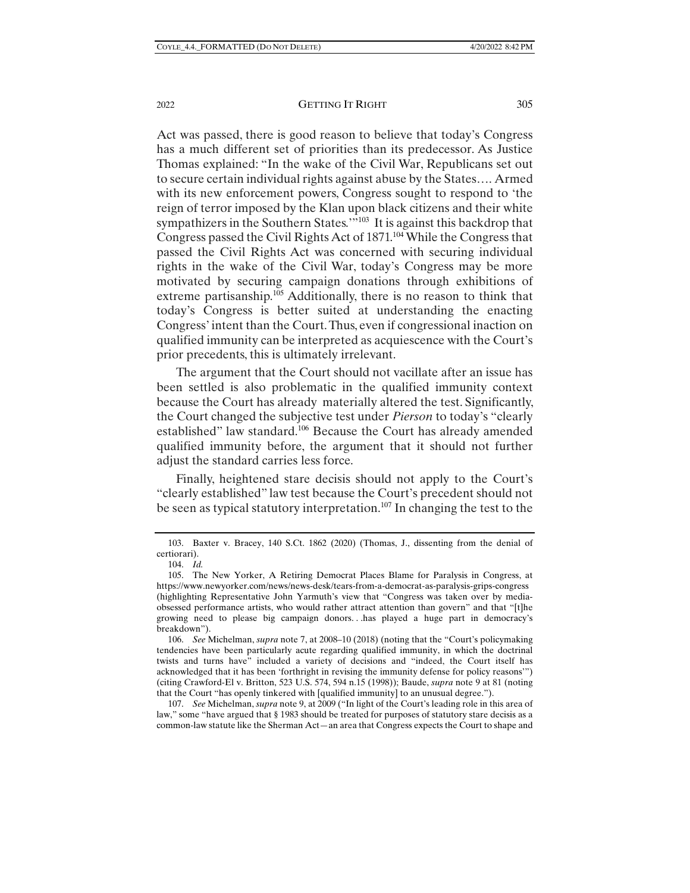Act was passed, there is good reason to believe that today's Congress has a much different set of priorities than its predecessor. As Justice Thomas explained: "In the wake of the Civil War, Republicans set out to secure certain individual rights against abuse by the States…. Armed with its new enforcement powers, Congress sought to respond to 'the reign of terror imposed by the Klan upon black citizens and their white sympathizers in the Southern States.'"[103] It is against this backdrop that Congress passed the Civil Rights Act of 1871.[104] While the Congress that passed the Civil Rights Act was concerned with securing individual rights in the wake of the Civil War, today's Congress may be more motivated by securing campaign donations through exhibitions of extreme partisanship.[105] Additionally, there is no reason to think that today's Congress is better suited at understanding the enacting Congress' intent than the Court. Thus, even if congressional inaction on qualified immunity can be interpreted as acquiescence with the Court's prior precedents, this is ultimately irrelevant.

The argument that the Court should not vacillate after an issue has been settled is also problematic in the qualified immunity context because the Court has already materially altered the test. Significantly, the Court changed the subjective test under *Pierson* to today's "clearly established" law standard.[106] Because the Court has already amended qualified immunity before, the argument that it should not further adjust the standard carries less force.

Finally, heightened stare decisis should not apply to the Court's "clearly established" law test because the Court's precedent should not be seen as typical statutory interpretation.[107] In changing the test to the

---

103. Baxter v. Bracey, 140 S.Ct. 1862 (2020) (Thomas, J., dissenting from the denial of certiorari).

104. *Id.*

105. The New Yorker, A Retiring Democrat Places Blame for Paralysis in Congress, at https://www.newyorker.com/news/news-desk/tears-from-a-democrat-as-paralysis-grips-congress (highlighting Representative John Yarmuth's view that "Congress was taken over by media-obsessed performance artists, who would rather attract attention than govern" and that "[t]he growing need to please big campaign donors. . .has played a huge part in democracy's breakdown").

106. *See* Michelman, *supra* note 7, at 2008–10 (2018) (noting that the "Court's policymaking tendencies have been particularly acute regarding qualified immunity, in which the doctrinal twists and turns have" included a variety of decisions and "indeed, the Court itself has acknowledged that it has been 'forthright in revising the immunity defense for policy reasons'") (citing Crawford-El v. Britton, 523 U.S. 574, 594 n.15 (1998)); Baude, *supra* note 9 at 81 (noting that the Court "has openly tinkered with [qualified immunity] to an unusual degree.").

107. *See* Michelman, *supra* note 9, at 2009 ("In light of the Court's leading role in this area of law," some "have argued that § 1983 should be treated for purposes of statutory stare decisis as a common-law statute like the Sherman Act—an area that Congress expects the Court to shape and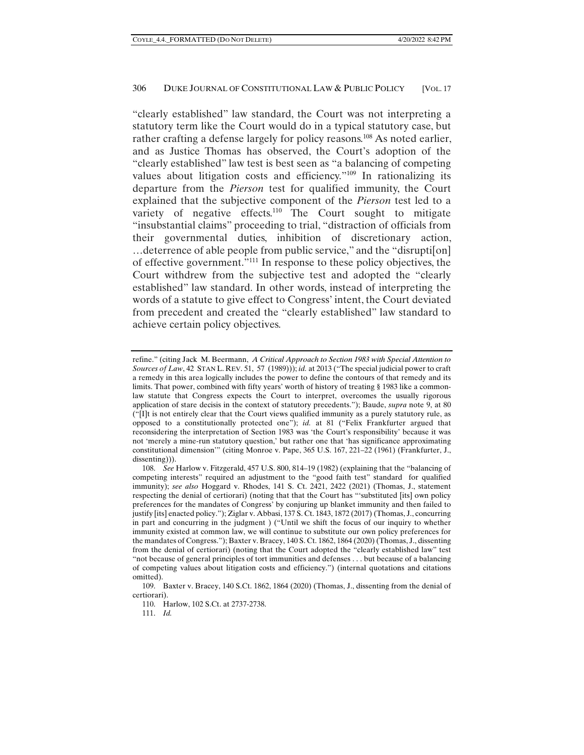"clearly established" law standard, the Court was not interpreting a statutory term like the Court would do in a typical statutory case, but rather crafting a defense largely for policy reasons.[108] As noted earlier, and as Justice Thomas has observed, the Court's adoption of the "clearly established" law test is best seen as "a balancing of competing values about litigation costs and efficiency."[109] In rationalizing its departure from the *Pierson* test for qualified immunity, the Court explained that the subjective component of the *Pierson* test led to a variety of negative effects.[110] The Court sought to mitigate "insubstantial claims" proceeding to trial, "distraction of officials from their governmental duties, inhibition of discretionary action, …deterrence of able people from public service," and the "disrupti[on] of effective government."[111] In response to these policy objectives, the Court withdrew from the subjective test and adopted the "clearly established" law standard. In other words, instead of interpreting the words of a statute to give effect to Congress' intent, the Court deviated from precedent and created the "clearly established" law standard to achieve certain policy objectives.

---

refine." (citing Jack M. Beermann, *A Critical Approach to Section 1983 with Special Attention to Sources of Law*, 42 STAN L. REV. 51, 57 (1989))); *id.* at 2013 ("The special judicial power to craft a remedy in this area logically includes the power to define the contours of that remedy and its limits. That power, combined with fifty years' worth of history of treating § 1983 like a common-law statute that Congress expects the Court to interpret, overcomes the usually rigorous application of stare decisis in the context of statutory precedents."); Baude, *supra* note 9, at 80 ("[I]t is not entirely clear that the Court views qualified immunity as a purely statutory rule, as opposed to a constitutionally protected one"); *id.* at 81 ("Felix Frankfurter argued that reconsidering the interpretation of Section 1983 was 'the Court's responsibility' because it was not 'merely a mine-run statutory question,' but rather one that 'has significance approximating constitutional dimension'" (citing Monroe v. Pape, 365 U.S. 167, 221–22 (1961) (Frankfurter, J., dissenting))).

108. *See* Harlow v. Fitzgerald, 457 U.S. 800, 814–19 (1982) (explaining that the "balancing of competing interests" required an adjustment to the "good faith test" standard for qualified immunity); *see also* Hoggard v. Rhodes, 141 S. Ct. 2421, 2422 (2021) (Thomas, J., statement respecting the denial of certiorari) (noting that that the Court has "'substituted [its] own policy preferences for the mandates of Congress' by conjuring up blanket immunity and then failed to justify [its] enacted policy."); Ziglar v. Abbasi, 137 S. Ct. 1843, 1872 (2017) (Thomas, J., concurring in part and concurring in the judgment ) ("Until we shift the focus of our inquiry to whether immunity existed at common law, we will continue to substitute our own policy preferences for the mandates of Congress."); Baxter v. Bracey, 140 S. Ct. 1862, 1864 (2020) (Thomas, J., dissenting from the denial of certiorari) (noting that the Court adopted the "clearly established law" test "not because of general principles of tort immunities and defenses . . . but because of a balancing of competing values about litigation costs and efficiency.") (internal quotations and citations omitted).

109. Baxter v. Bracey, 140 S.Ct. 1862, 1864 (2020) (Thomas, J., dissenting from the denial of certiorari).

110. Harlow, 102 S.Ct. at 2737-2738.

111. *Id.*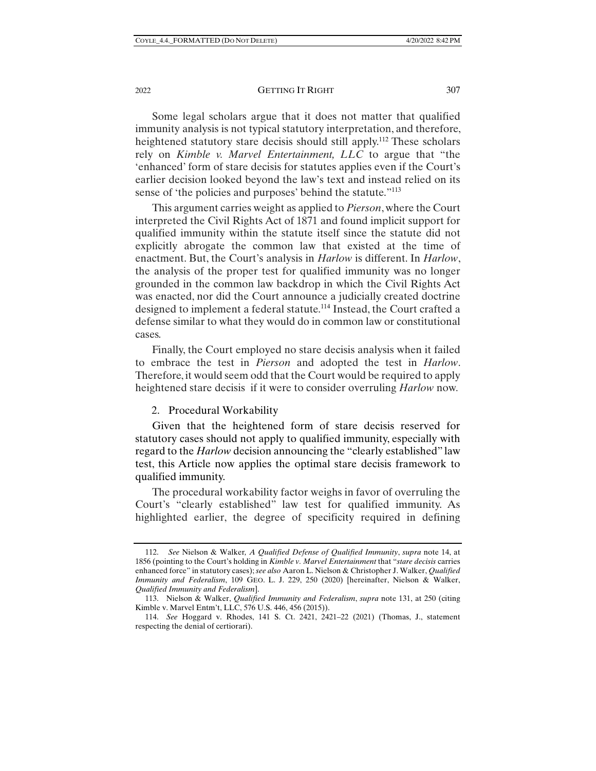Some legal scholars argue that it does not matter that qualified immunity analysis is not typical statutory interpretation, and therefore, heightened statutory stare decisis should still apply.[112] These scholars rely on *Kimble v. Marvel Entertainment, LLC* to argue that "the 'enhanced' form of stare decisis for statutes applies even if the Court's earlier decision looked beyond the law's text and instead relied on its sense of 'the policies and purposes' behind the statute."[113]

This argument carries weight as applied to *Pierson*, where the Court interpreted the Civil Rights Act of 1871 and found implicit support for qualified immunity within the statute itself since the statute did not explicitly abrogate the common law that existed at the time of enactment. But, the Court's analysis in *Harlow* is different. In *Harlow*, the analysis of the proper test for qualified immunity was no longer grounded in the common law backdrop in which the Civil Rights Act was enacted, nor did the Court announce a judicially created doctrine designed to implement a federal statute.[114] Instead, the Court crafted a defense similar to what they would do in common law or constitutional cases.

Finally, the Court employed no stare decisis analysis when it failed to embrace the test in *Pierson* and adopted the test in *Harlow*. Therefore, it would seem odd that the Court would be required to apply heightened stare decisis if it were to consider overruling *Harlow* now.

2. Procedural Workability

Given that the heightened form of stare decisis reserved for statutory cases should not apply to qualified immunity, especially with regard to the *Harlow* decision announcing the "clearly established" law test, this Article now applies the optimal stare decisis framework to qualified immunity.

The procedural workability factor weighs in favor of overruling the Court's "clearly established" law test for qualified immunity. As highlighted earlier, the degree of specificity required in defining

---

112. *See* Nielson & Walker, *A Qualified Defense of Qualified Immunity*, *supra* note 14, at 1856 (pointing to the Court's holding in *Kimble v. Marvel Entertainment* that "*stare decisis* carries enhanced force" in statutory cases); *see also* Aaron L. Nielson & Christopher J. Walker, *Qualified Immunity and Federalism*, 109 GEO. L. J. 229, 250 (2020) [hereinafter, Nielson & Walker, *Qualified Immunity and Federalism*].

113. Nielson & Walker, *Qualified Immunity and Federalism*, *supra* note 131, at 250 (citing Kimble v. Marvel Entm't, LLC, 576 U.S. 446, 456 (2015)).

114. *See* Hoggard v. Rhodes, 141 S. Ct. 2421, 2421–22 (2021) (Thomas, J., statement respecting the denial of certiorari).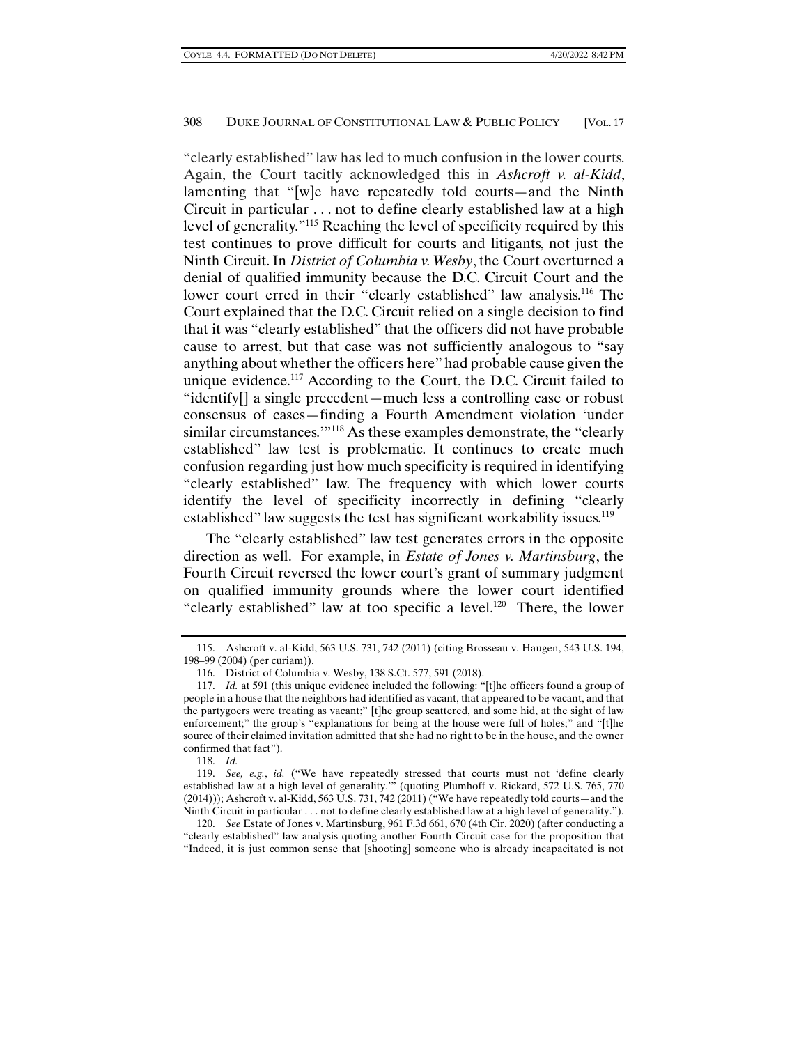"clearly established" law has led to much confusion in the lower courts. Again, the Court tacitly acknowledged this in *Ashcroft v. al-Kidd*, lamenting that "[w]e have repeatedly told courts—and the Ninth Circuit in particular . . . not to define clearly established law at a high level of generality."[115] Reaching the level of specificity required by this test continues to prove difficult for courts and litigants, not just the Ninth Circuit. In *District of Columbia v. Wesby*, the Court overturned a denial of qualified immunity because the D.C. Circuit Court and the lower court erred in their "clearly established" law analysis.[116] The Court explained that the D.C. Circuit relied on a single decision to find that it was "clearly established" that the officers did not have probable cause to arrest, but that case was not sufficiently analogous to "say anything about whether the officers here" had probable cause given the unique evidence.[117] According to the Court, the D.C. Circuit failed to "identify[] a single precedent—much less a controlling case or robust consensus of cases—finding a Fourth Amendment violation 'under similar circumstances.'"[118] As these examples demonstrate, the "clearly established" law test is problematic. It continues to create much confusion regarding just how much specificity is required in identifying "clearly established" law. The frequency with which lower courts identify the level of specificity incorrectly in defining "clearly established" law suggests the test has significant workability issues.[119]

The "clearly established" law test generates errors in the opposite direction as well. For example, in *Estate of Jones v. Martinsburg*, the Fourth Circuit reversed the lower court's grant of summary judgment on qualified immunity grounds where the lower court identified "clearly established" law at too specific a level.[120] There, the lower

---

115. Ashcroft v. al-Kidd, 563 U.S. 731, 742 (2011) (citing Brosseau v. Haugen, 543 U.S. 194, 198–99 (2004) (per curiam)).

116. District of Columbia v. Wesby, 138 S.Ct. 577, 591 (2018).

117. *Id.* at 591 (this unique evidence included the following: "[t]he officers found a group of people in a house that the neighbors had identified as vacant, that appeared to be vacant, and that the partygoers were treating as vacant;" [t]he group scattered, and some hid, at the sight of law enforcement;" the group's "explanations for being at the house were full of holes;" and "[t]he source of their claimed invitation admitted that she had no right to be in the house, and the owner confirmed that fact").

118. *Id.*

119. *See, e.g.*, *id.* ("We have repeatedly stressed that courts must not 'define clearly established law at a high level of generality.'" (quoting Plumhoff v. Rickard, 572 U.S. 765, 770 (2014))); Ashcroft v. al-Kidd, 563 U.S. 731, 742 (2011) ("We have repeatedly told courts—and the Ninth Circuit in particular . . . not to define clearly established law at a high level of generality.").

120. *See* Estate of Jones v. Martinsburg, 961 F.3d 661, 670 (4th Cir. 2020) (after conducting a "clearly established" law analysis quoting another Fourth Circuit case for the proposition that "Indeed, it is just common sense that [shooting] someone who is already incapacitated is not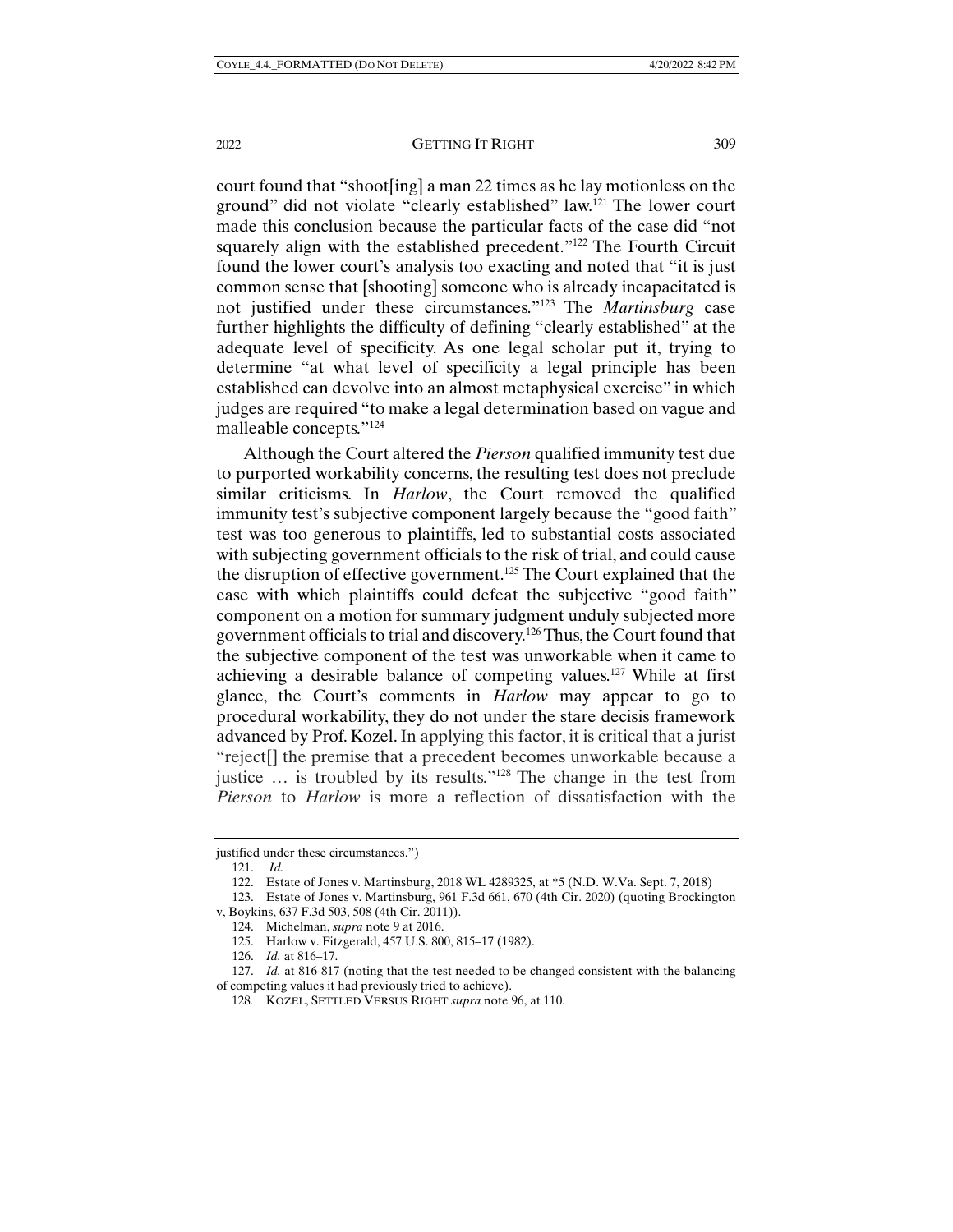court found that "shoot[ing] a man 22 times as he lay motionless on the ground" did not violate "clearly established" law.[121] The lower court made this conclusion because the particular facts of the case did "not squarely align with the established precedent."[122] The Fourth Circuit found the lower court's analysis too exacting and noted that "it is just common sense that [shooting] someone who is already incapacitated is not justified under these circumstances."[123] The *Martinsburg* case further highlights the difficulty of defining "clearly established" at the adequate level of specificity. As one legal scholar put it, trying to determine "at what level of specificity a legal principle has been established can devolve into an almost metaphysical exercise" in which judges are required "to make a legal determination based on vague and malleable concepts."[124]

Although the Court altered the *Pierson* qualified immunity test due to purported workability concerns, the resulting test does not preclude similar criticisms. In *Harlow*, the Court removed the qualified immunity test's subjective component largely because the "good faith" test was too generous to plaintiffs, led to substantial costs associated with subjecting government officials to the risk of trial, and could cause the disruption of effective government.[125] The Court explained that the ease with which plaintiffs could defeat the subjective "good faith" component on a motion for summary judgment unduly subjected more government officials to trial and discovery.[126] Thus, the Court found that the subjective component of the test was unworkable when it came to achieving a desirable balance of competing values.[127] While at first glance, the Court's comments in *Harlow* may appear to go to procedural workability, they do not under the stare decisis framework advanced by Prof. Kozel. In applying this factor, it is critical that a jurist "reject[] the premise that a precedent becomes unworkable because a justice … is troubled by its results."[128] The change in the test from *Pierson* to *Harlow* is more a reflection of dissatisfaction with the

---

justified under these circumstances.")

121. *Id.*

122. Estate of Jones v. Martinsburg, 2018 WL 4289325, at *5 (N.D. W.Va. Sept. 7, 2018)

123. Estate of Jones v. Martinsburg, 961 F.3d 661, 670 (4th Cir. 2020) (quoting Brockington v, Boykins, 637 F.3d 503, 508 (4th Cir. 2011)).

124. Michelman, *supra* note 9 at 2016.

125. Harlow v. Fitzgerald, 457 U.S. 800, 815–17 (1982).

126. *Id.* at 816–17.

127. *Id.* at 816-817 (noting that the test needed to be changed consistent with the balancing of competing values it had previously tried to achieve).

128. KOZEL, SETTLED VERSUS RIGHT *supra* note 96, at 110.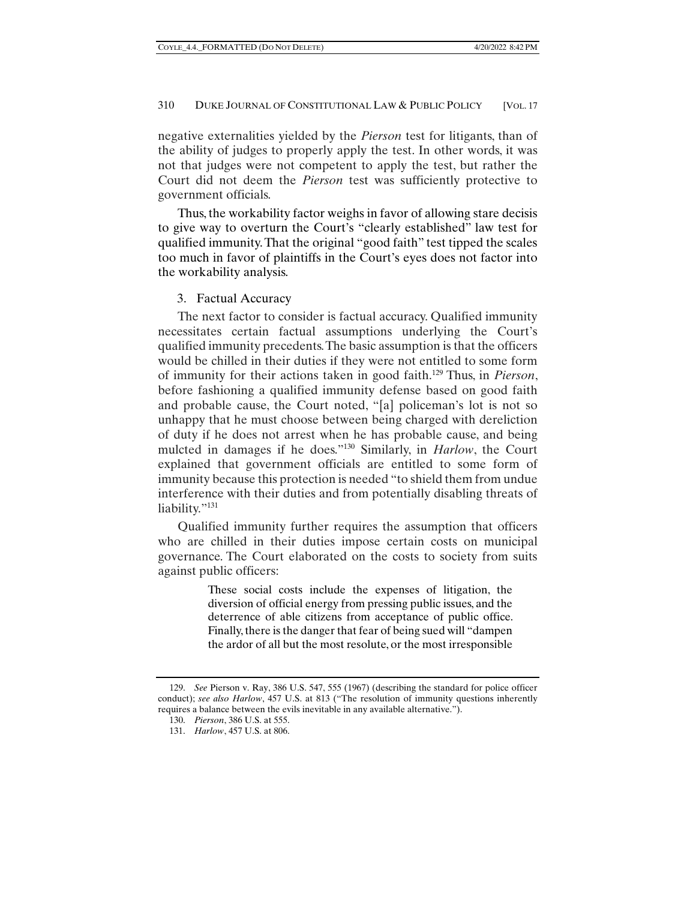negative externalities yielded by the *Pierson* test for litigants, than of the ability of judges to properly apply the test. In other words, it was not that judges were not competent to apply the test, but rather the Court did not deem the *Pierson* test was sufficiently protective to government officials.

Thus, the workability factor weighs in favor of allowing stare decisis to give way to overturn the Court's "clearly established" law test for qualified immunity. That the original "good faith" test tipped the scales too much in favor of plaintiffs in the Court's eyes does not factor into the workability analysis.

### 3. Factual Accuracy

The next factor to consider is factual accuracy. Qualified immunity necessitates certain factual assumptions underlying the Court's qualified immunity precedents. The basic assumption is that the officers would be chilled in their duties if they were not entitled to some form of immunity for their actions taken in good faith.[129] Thus, in *Pierson*, before fashioning a qualified immunity defense based on good faith and probable cause, the Court noted, "[a] policeman's lot is not so unhappy that he must choose between being charged with dereliction of duty if he does not arrest when he has probable cause, and being mulcted in damages if he does."[130] Similarly, in *Harlow*, the Court explained that government officials are entitled to some form of immunity because this protection is needed "to shield them from undue interference with their duties and from potentially disabling threats of liability."[131]

Qualified immunity further requires the assumption that officers who are chilled in their duties impose certain costs on municipal governance. The Court elaborated on the costs to society from suits against public officers:

> These social costs include the expenses of litigation, the diversion of official energy from pressing public issues, and the deterrence of able citizens from acceptance of public office. Finally, there is the danger that fear of being sued will "dampen the ardor of all but the most resolute, or the most irresponsible

---

129. *See* Pierson v. Ray, 386 U.S. 547, 555 (1967) (describing the standard for police officer conduct); *see also Harlow*, 457 U.S. at 813 ("The resolution of immunity questions inherently requires a balance between the evils inevitable in any available alternative.").

130. *Pierson*, 386 U.S. at 555.

131. *Harlow*, 457 U.S. at 806.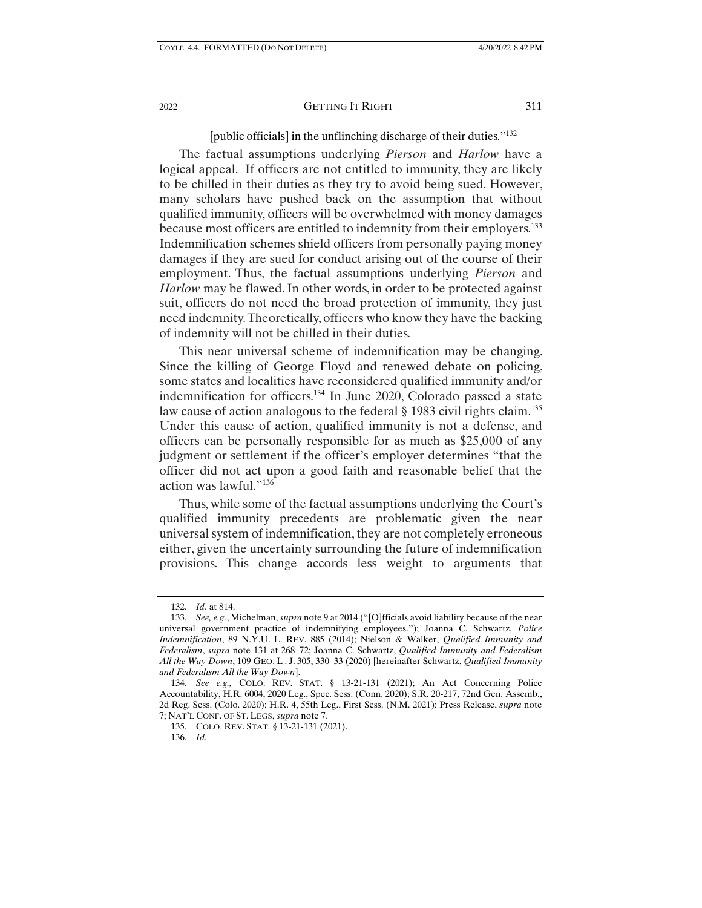[public officials] in the unflinching discharge of their duties."[132]

The factual assumptions underlying *Pierson* and *Harlow* have a logical appeal. If officers are not entitled to immunity, they are likely to be chilled in their duties as they try to avoid being sued. However, many scholars have pushed back on the assumption that without qualified immunity, officers will be overwhelmed with money damages because most officers are entitled to indemnity from their employers.[133] Indemnification schemes shield officers from personally paying money damages if they are sued for conduct arising out of the course of their employment. Thus, the factual assumptions underlying *Pierson* and *Harlow* may be flawed. In other words, in order to be protected against suit, officers do not need the broad protection of immunity, they just need indemnity. Theoretically, officers who know they have the backing of indemnity will not be chilled in their duties.

This near universal scheme of indemnification may be changing. Since the killing of George Floyd and renewed debate on policing, some states and localities have reconsidered qualified immunity and/or indemnification for officers.[134] In June 2020, Colorado passed a state law cause of action analogous to the federal § 1983 civil rights claim.[135] Under this cause of action, qualified immunity is not a defense, and officers can be personally responsible for as much as $25,000 of any judgment or settlement if the officer's employer determines "that the officer did not act upon a good faith and reasonable belief that the action was lawful."[136]

Thus, while some of the factual assumptions underlying the Court's qualified immunity precedents are problematic given the near universal system of indemnification, they are not completely erroneous either, given the uncertainty surrounding the future of indemnification provisions. This change accords less weight to arguments that

---

132. *Id.* at 814.

133. *See, e.g.*, Michelman, *supra* note 9 at 2014 ("[O]fficials avoid liability because of the near universal government practice of indemnifying employees."); Joanna C. Schwartz, *Police Indemnification*, 89 N.Y.U. L. REV. 885 (2014); Nielson & Walker, *Qualified Immunity and Federalism*, *supra* note 131 at 268–72; Joanna C. Schwartz, *Qualified Immunity and Federalism All the Way Down*, 109 GEO. L. J. 305, 330–33 (2020) [hereinafter Schwartz, *Qualified Immunity and Federalism All the Way Down*].

134. *See e.g.,* COLO. REV. STAT. § 13-21-131 (2021); An Act Concerning Police Accountability, H.R. 6004, 2020 Leg., Spec. Sess. (Conn. 2020); S.R. 20-217, 72nd Gen. Assemb., 2d Reg. Sess. (Colo. 2020); H.R. 4, 55th Leg., First Sess. (N.M. 2021); Press Release, *supra* note 7; NAT'L CONF. OF ST. LEGS, *supra* note 7.

135. COLO. REV. STAT. § 13-21-131 (2021).

136. *Id.*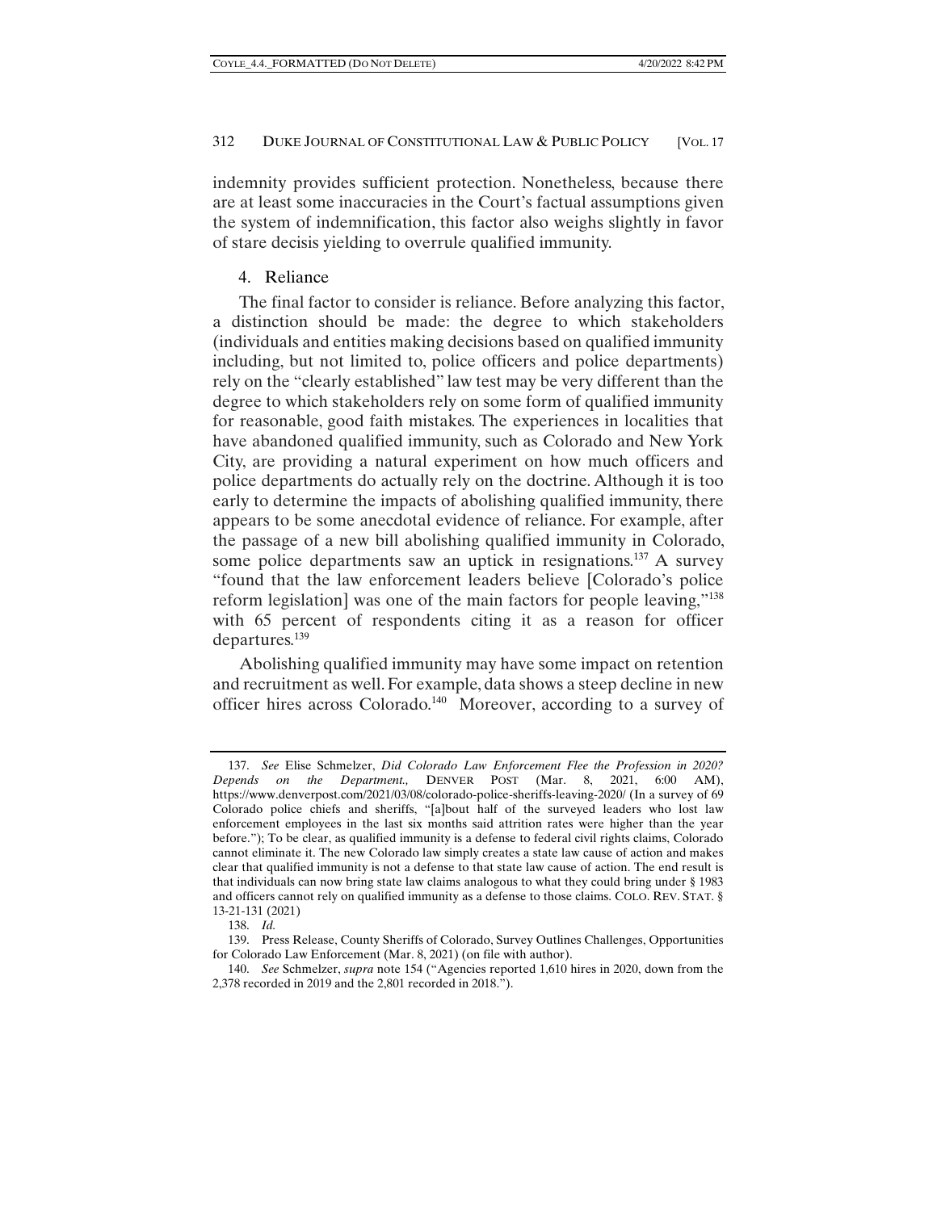indemnity provides sufficient protection. Nonetheless, because there are at least some inaccuracies in the Court's factual assumptions given the system of indemnification, this factor also weighs slightly in favor of stare decisis yielding to overrule qualified immunity.

#### 4. Reliance

The final factor to consider is reliance. Before analyzing this factor, a distinction should be made: the degree to which stakeholders (individuals and entities making decisions based on qualified immunity including, but not limited to, police officers and police departments) rely on the "clearly established" law test may be very different than the degree to which stakeholders rely on some form of qualified immunity for reasonable, good faith mistakes. The experiences in localities that have abandoned qualified immunity, such as Colorado and New York City, are providing a natural experiment on how much officers and police departments do actually rely on the doctrine. Although it is too early to determine the impacts of abolishing qualified immunity, there appears to be some anecdotal evidence of reliance. For example, after the passage of a new bill abolishing qualified immunity in Colorado, some police departments saw an uptick in resignations.[137] A survey "found that the law enforcement leaders believe [Colorado's police reform legislation] was one of the main factors for people leaving,"[138] with 65 percent of respondents citing it as a reason for officer departures.[139]

Abolishing qualified immunity may have some impact on retention and recruitment as well. For example, data shows a steep decline in new officer hires across Colorado.[140] Moreover, according to a survey of

---

137. *See* Elise Schmelzer, *Did Colorado Law Enforcement Flee the Profession in 2020? Depends on the Department.,* DENVER POST (Mar. 8, 2021, 6:00 AM), https://www.denverpost.com/2021/03/08/colorado-police-sheriffs-leaving-2020/ (In a survey of 69 Colorado police chiefs and sheriffs, "[a]bout half of the surveyed leaders who lost law enforcement employees in the last six months said attrition rates were higher than the year before."); To be clear, as qualified immunity is a defense to federal civil rights claims, Colorado cannot eliminate it. The new Colorado law simply creates a state law cause of action and makes clear that qualified immunity is not a defense to that state law cause of action. The end result is that individuals can now bring state law claims analogous to what they could bring under § 1983 and officers cannot rely on qualified immunity as a defense to those claims. COLO. REV. STAT. § 13-21-131 (2021)

138. *Id.*

139. Press Release, County Sheriffs of Colorado, Survey Outlines Challenges, Opportunities for Colorado Law Enforcement (Mar. 8, 2021) (on file with author).

140. *See* Schmelzer, *supra* note 154 ("Agencies reported 1,610 hires in 2020, down from the 2,378 recorded in 2019 and the 2,801 recorded in 2018.").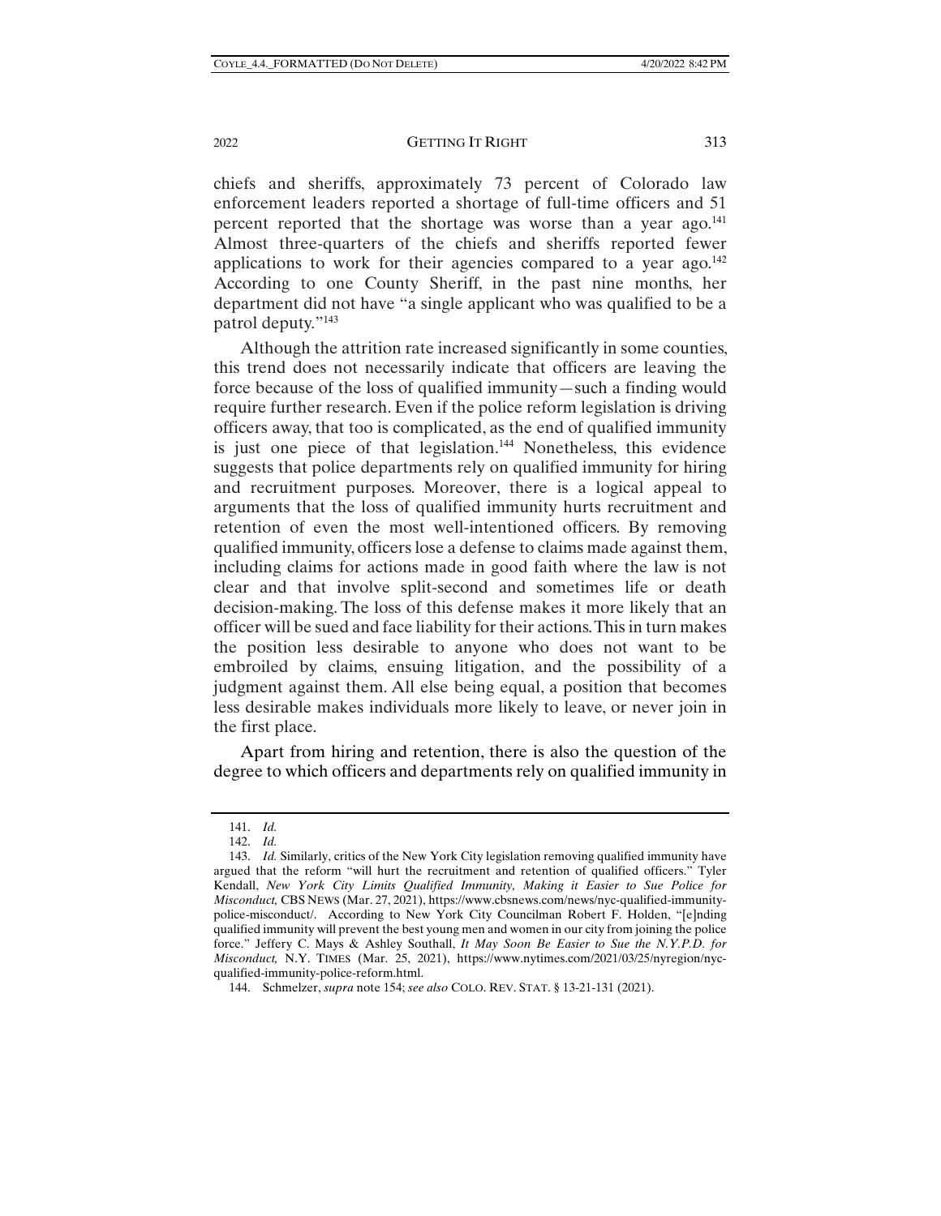chiefs and sheriffs, approximately 73 percent of Colorado law enforcement leaders reported a shortage of full-time officers and 51 percent reported that the shortage was worse than a year ago.[141] Almost three-quarters of the chiefs and sheriffs reported fewer applications to work for their agencies compared to a year ago.[142] According to one County Sheriff, in the past nine months, her department did not have "a single applicant who was qualified to be a patrol deputy."[143]

Although the attrition rate increased significantly in some counties, this trend does not necessarily indicate that officers are leaving the force because of the loss of qualified immunity—such a finding would require further research. Even if the police reform legislation is driving officers away, that too is complicated, as the end of qualified immunity is just one piece of that legislation.[144] Nonetheless, this evidence suggests that police departments rely on qualified immunity for hiring and recruitment purposes. Moreover, there is a logical appeal to arguments that the loss of qualified immunity hurts recruitment and retention of even the most well-intentioned officers. By removing qualified immunity, officers lose a defense to claims made against them, including claims for actions made in good faith where the law is not clear and that involve split-second and sometimes life or death decision-making. The loss of this defense makes it more likely that an officer will be sued and face liability for their actions. This in turn makes the position less desirable to anyone who does not want to be embroiled by claims, ensuing litigation, and the possibility of a judgment against them. All else being equal, a position that becomes less desirable makes individuals more likely to leave, or never join in the first place.

Apart from hiring and retention, there is also the question of the degree to which officers and departments rely on qualified immunity in

---

141. *Id.*

142. *Id.*

143. *Id.* Similarly, critics of the New York City legislation removing qualified immunity have argued that the reform "will hurt the recruitment and retention of qualified officers." Tyler Kendall, *New York City Limits Qualified Immunity, Making it Easier to Sue Police for Misconduct,* CBS NEWS (Mar. 27, 2021), https://www.cbsnews.com/news/nyc-qualified-immunity-police-misconduct/. According to New York City Councilman Robert F. Holden, "[e]nding qualified immunity will prevent the best young men and women in our city from joining the police force." Jeffery C. Mays & Ashley Southall, *It May Soon Be Easier to Sue the N.Y.P.D. for Misconduct,* N.Y. TIMES (Mar. 25, 2021), https://www.nytimes.com/2021/03/25/nyregion/nyc-qualified-immunity-police-reform.html.

144. Schmelzer, *supra* note 154; *see also* COLO. REV. STAT. § 13-21-131 (2021).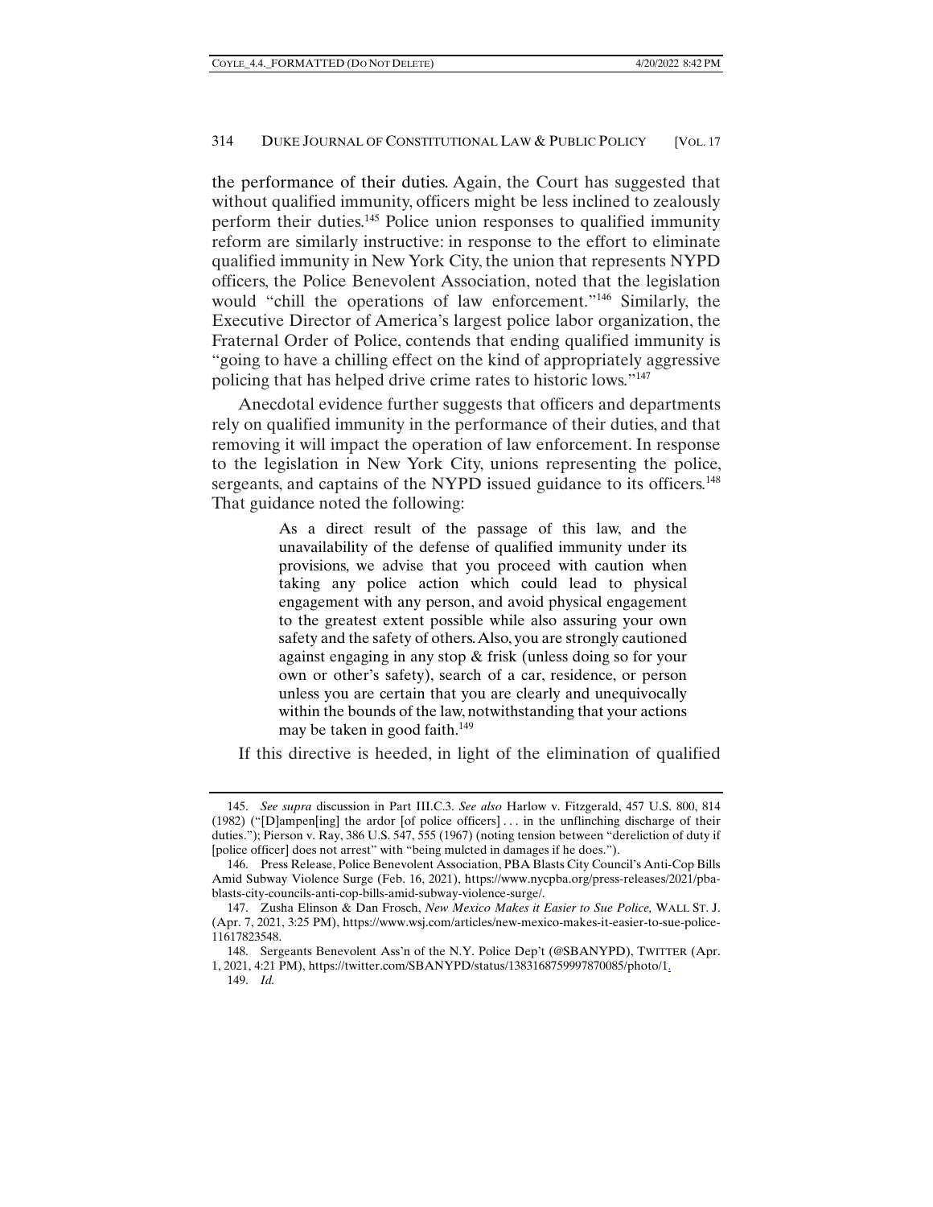the performance of their duties. Again, the Court has suggested that without qualified immunity, officers might be less inclined to zealously perform their duties.[145] Police union responses to qualified immunity reform are similarly instructive: in response to the effort to eliminate qualified immunity in New York City, the union that represents NYPD officers, the Police Benevolent Association, noted that the legislation would "chill the operations of law enforcement."[146] Similarly, the Executive Director of America's largest police labor organization, the Fraternal Order of Police, contends that ending qualified immunity is "going to have a chilling effect on the kind of appropriately aggressive policing that has helped drive crime rates to historic lows."[147]

Anecdotal evidence further suggests that officers and departments rely on qualified immunity in the performance of their duties, and that removing it will impact the operation of law enforcement. In response to the legislation in New York City, unions representing the police, sergeants, and captains of the NYPD issued guidance to its officers.[148] That guidance noted the following:

> As a direct result of the passage of this law, and the unavailability of the defense of qualified immunity under its provisions, we advise that you proceed with caution when taking any police action which could lead to physical engagement with any person, and avoid physical engagement to the greatest extent possible while also assuring your own safety and the safety of others. Also, you are strongly cautioned against engaging in any stop & frisk (unless doing so for your own or other's safety), search of a car, residence, or person unless you are certain that you are clearly and unequivocally within the bounds of the law, notwithstanding that your actions may be taken in good faith.[149]

If this directive is heeded, in light of the elimination of qualified

---

145. *See supra* discussion in Part III.C.3. *See also* Harlow v. Fitzgerald, 457 U.S. 800, 814 (1982) ("[D]ampen[ing] the ardor [of police officers] . . . in the unflinching discharge of their duties."); Pierson v. Ray, 386 U.S. 547, 555 (1967) (noting tension between "dereliction of duty if [police officer] does not arrest" with "being mulcted in damages if he does.").

146. Press Release, Police Benevolent Association, PBA Blasts City Council's Anti-Cop Bills Amid Subway Violence Surge (Feb. 16, 2021), https://www.nycpba.org/press-releases/2021/pba-blasts-city-councils-anti-cop-bills-amid-subway-violence-surge/.

147. Zusha Elinson & Dan Frosch, *New Mexico Makes it Easier to Sue Police,* WALL ST. J. (Apr. 7, 2021, 3:25 PM), https://www.wsj.com/articles/new-mexico-makes-it-easier-to-sue-police-11617823548.

148. Sergeants Benevolent Ass'n of the N.Y. Police Dep't (@SBANYPD), TWITTER (Apr. 1, 2021, 4:21 PM), https://twitter.com/SBANYPD/status/1383168759997870085/photo/1.

149. *Id.*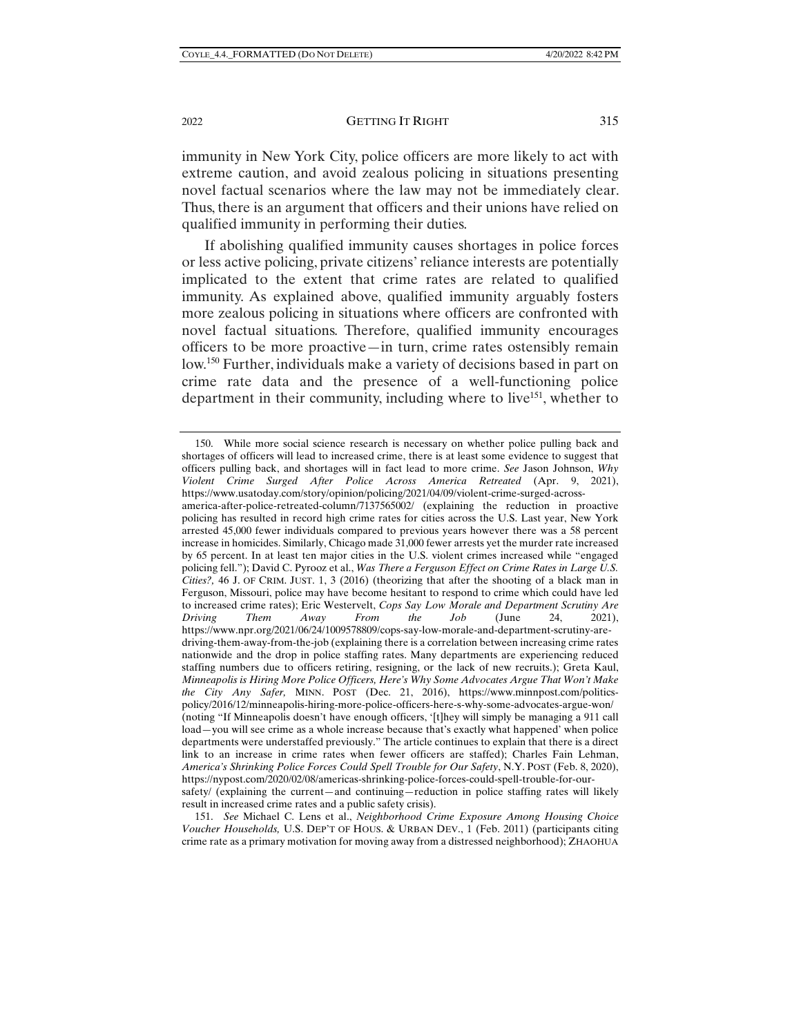immunity in New York City, police officers are more likely to act with extreme caution, and avoid zealous policing in situations presenting novel factual scenarios where the law may not be immediately clear. Thus, there is an argument that officers and their unions have relied on qualified immunity in performing their duties.

If abolishing qualified immunity causes shortages in police forces or less active policing, private citizens' reliance interests are potentially implicated to the extent that crime rates are related to qualified immunity. As explained above, qualified immunity arguably fosters more zealous policing in situations where officers are confronted with novel factual situations. Therefore, qualified immunity encourages officers to be more proactive—in turn, crime rates ostensibly remain low.[150] Further, individuals make a variety of decisions based in part on crime rate data and the presence of a well-functioning police department in their community, including where to live[151], whether to

---

150. While more social science research is necessary on whether police pulling back and shortages of officers will lead to increased crime, there is at least some evidence to suggest that officers pulling back, and shortages will in fact lead to more crime. *See* Jason Johnson, *Why Violent Crime Surged After Police Across America Retreated* (Apr. 9, 2021), https://www.usatoday.com/story/opinion/policing/2021/04/09/violent-crime-surged-across-america-after-police-retreated-column/7137565002/ (explaining the reduction in proactive policing has resulted in record high crime rates for cities across the U.S. Last year, New York arrested 45,000 fewer individuals compared to previous years however there was a 58 percent increase in homicides. Similarly, Chicago made 31,000 fewer arrests yet the murder rate increased by 65 percent. In at least ten major cities in the U.S. violent crimes increased while "engaged policing fell."); David C. Pyrooz et al., *Was There a Ferguson Effect on Crime Rates in Large U.S. Cities?,* 46 J. OF CRIM. JUST. 1, 3 (2016) (theorizing that after the shooting of a black man in Ferguson, Missouri, police may have become hesitant to respond to crime which could have led to increased crime rates); Eric Westervelt, *Cops Say Low Morale and Department Scrutiny Are Driving Them Away From the Job* (June 24, 2021), https://www.npr.org/2021/06/24/1009578809/cops-say-low-morale-and-department-scrutiny-are-driving-them-away-from-the-job (explaining there is a correlation between increasing crime rates nationwide and the drop in police staffing rates. Many departments are experiencing reduced staffing numbers due to officers retiring, resigning, or the lack of new recruits.); Greta Kaul, *Minneapolis is Hiring More Police Officers, Here's Why Some Advocates Argue That Won't Make the City Any Safer,* MINN. POST (Dec. 21, 2016), https://www.minnpost.com/politics-policy/2016/12/minneapolis-hiring-more-police-officers-here-s-why-some-advocates-argue-won/ (noting "If Minneapolis doesn't have enough officers, '[t]hey will simply be managing a 911 call load—you will see crime as a whole increase because that's exactly what happened' when police departments were understaffed previously." The article continues to explain that there is a direct link to an increase in crime rates when fewer officers are staffed); Charles Fain Lehman, *America's Shrinking Police Forces Could Spell Trouble for Our Safety*, N.Y. POST (Feb. 8, 2020), https://nypost.com/2020/02/08/americas-shrinking-police-forces-could-spell-trouble-for-our-safety/ (explaining the current—and continuing—reduction in police staffing rates will likely result in increased crime rates and a public safety crisis).

151. *See* Michael C. Lens et al., *Neighborhood Crime Exposure Among Housing Choice Voucher Households,* U.S. DEP'T OF HOUS. & URBAN DEV., 1 (Feb. 2011) (participants citing crime rate as a primary motivation for moving away from a distressed neighborhood); ZHAOHUA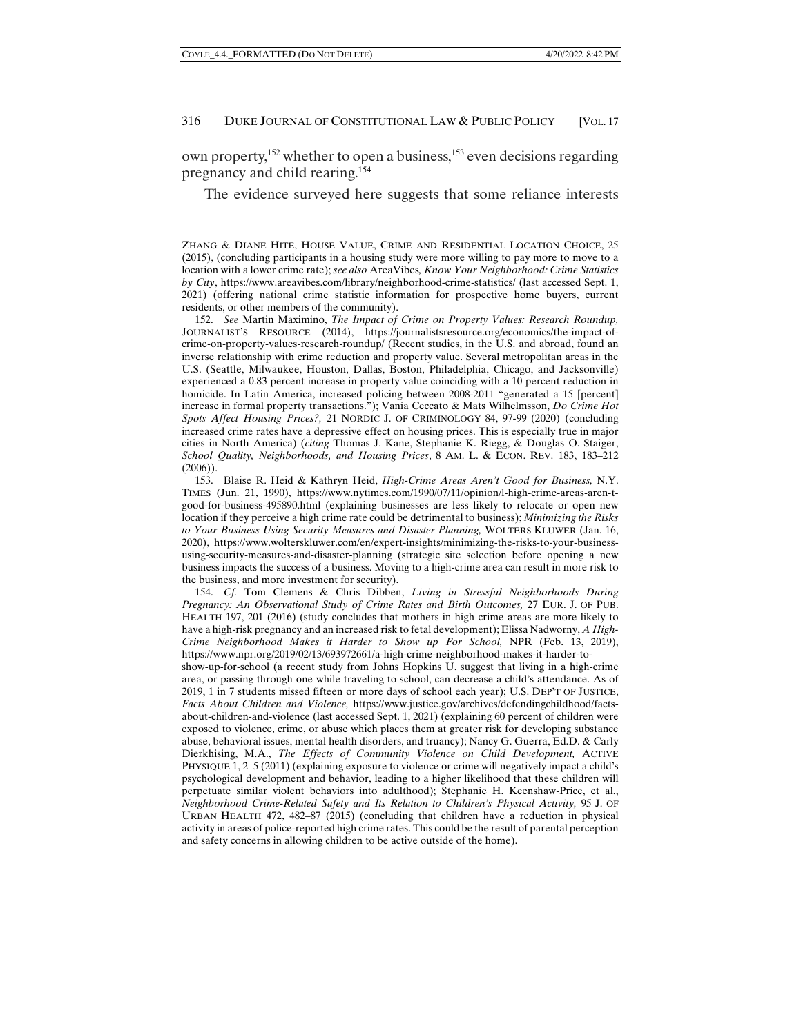own property,[152] whether to open a business,[153] even decisions regarding pregnancy and child rearing.[154]

The evidence surveyed here suggests that some reliance interests

---

ZHANG & DIANE HITE, HOUSE VALUE, CRIME AND RESIDENTIAL LOCATION CHOICE, 25 (2015), (concluding participants in a housing study were more willing to pay more to move to a location with a lower crime rate); *see also* AreaVibes*, Know Your Neighborhood: Crime Statistics by City*, https://www.areavibes.com/library/neighborhood-crime-statistics/ (last accessed Sept. 1, 2021) (offering national crime statistic information for prospective home buyers, current residents, or other members of the community).

152. *See* Martin Maximino, *The Impact of Crime on Property Values: Research Roundup,* JOURNALIST'S RESOURCE (2014), https://journalistsresource.org/economics/the-impact-of-crime-on-property-values-research-roundup/ (Recent studies, in the U.S. and abroad, found an inverse relationship with crime reduction and property value. Several metropolitan areas in the U.S. (Seattle, Milwaukee, Houston, Dallas, Boston, Philadelphia, Chicago, and Jacksonville) experienced a 0.83 percent increase in property value coinciding with a 10 percent reduction in homicide. In Latin America, increased policing between 2008-2011 "generated a 15 [percent] increase in formal property transactions."); Vania Ceccato & Mats Wilhelmsson, *Do Crime Hot Spots Affect Housing Prices?,* 21 NORDIC J. OF CRIMINOLOGY 84, 97-99 (2020) (concluding increased crime rates have a depressive effect on housing prices. This is especially true in major cities in North America) (*citing* Thomas J. Kane, Stephanie K. Riegg, & Douglas O. Staiger, *School Quality, Neighborhoods, and Housing Prices*, 8 AM. L. & ECON. REV. 183, 183–212 (2006)).

153. Blaise R. Heid & Kathryn Heid, *High-Crime Areas Aren't Good for Business,* N.Y. TIMES (Jun. 21, 1990), https://www.nytimes.com/1990/07/11/opinion/l-high-crime-areas-aren-t-good-for-business-495890.html (explaining businesses are less likely to relocate or open new location if they perceive a high crime rate could be detrimental to business); *Minimizing the Risks to Your Business Using Security Measures and Disaster Planning,* WOLTERS KLUWER (Jan. 16, 2020), https://www.wolterskluwer.com/en/expert-insights/minimizing-the-risks-to-your-business-using-security-measures-and-disaster-planning (strategic site selection before opening a new business impacts the success of a business. Moving to a high-crime area can result in more risk to the business, and more investment for security).

154. *Cf.* Tom Clemens & Chris Dibben, *Living in Stressful Neighborhoods During Pregnancy: An Observational Study of Crime Rates and Birth Outcomes,* 27 EUR. J. OF PUB. HEALTH 197, 201 (2016) (study concludes that mothers in high crime areas are more likely to have a high-risk pregnancy and an increased risk to fetal development); Elissa Nadworny, *A High-Crime Neighborhood Makes it Harder to Show up For School,* NPR (Feb. 13, 2019), https://www.npr.org/2019/02/13/693972661/a-high-crime-neighborhood-makes-it-harder-to-show-up-for-school (a recent study from Johns Hopkins U. suggest that living in a high-crime area, or passing through one while traveling to school, can decrease a child's attendance. As of 2019, 1 in 7 students missed fifteen or more days of school each year); U.S. DEP'T OF JUSTICE, *Facts About Children and Violence,* https://www.justice.gov/archives/defendingchildhood/facts-about-children-and-violence (last accessed Sept. 1, 2021) (explaining 60 percent of children were exposed to violence, crime, or abuse which places them at greater risk for developing substance abuse, behavioral issues, mental health disorders, and truancy); Nancy G. Guerra, Ed.D. & Carly Dierkhising, M.A., *The Effects of Community Violence on Child Development,* ACTIVE PHYSIQUE 1, 2–5 (2011) (explaining exposure to violence or crime will negatively impact a child's psychological development and behavior, leading to a higher likelihood that these children will perpetuate similar violent behaviors into adulthood); Stephanie H. Keenshaw-Price, et al., *Neighborhood Crime-Related Safety and Its Relation to Children's Physical Activity,* 95 J. OF URBAN HEALTH 472, 482–87 (2015) (concluding that children have a reduction in physical activity in areas of police-reported high crime rates. This could be the result of parental perception and safety concerns in allowing children to be active outside of the home).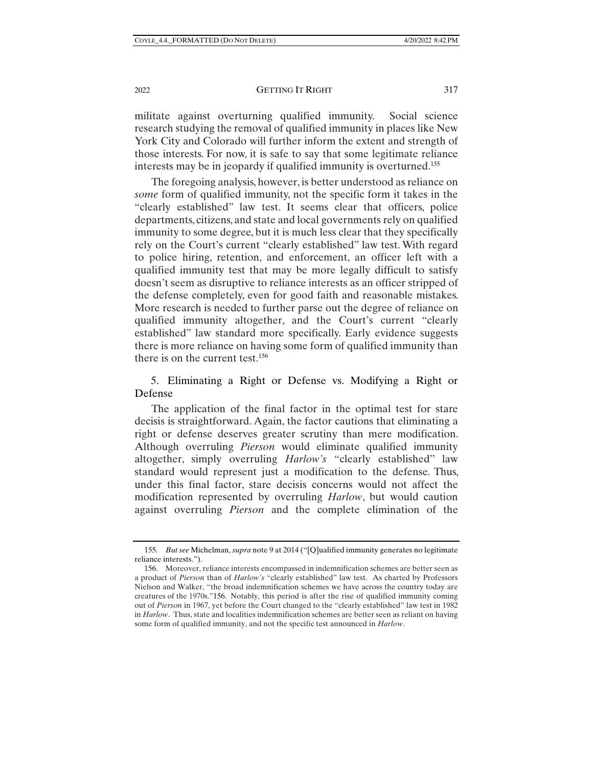militate against overturning qualified immunity. Social science research studying the removal of qualified immunity in places like New York City and Colorado will further inform the extent and strength of those interests. For now, it is safe to say that some legitimate reliance interests may be in jeopardy if qualified immunity is overturned.[155]

The foregoing analysis, however, is better understood as reliance on *some* form of qualified immunity, not the specific form it takes in the "clearly established" law test. It seems clear that officers, police departments, citizens, and state and local governments rely on qualified immunity to some degree, but it is much less clear that they specifically rely on the Court's current "clearly established" law test. With regard to police hiring, retention, and enforcement, an officer left with a qualified immunity test that may be more legally difficult to satisfy doesn't seem as disruptive to reliance interests as an officer stripped of the defense completely, even for good faith and reasonable mistakes. More research is needed to further parse out the degree of reliance on qualified immunity altogether, and the Court's current "clearly established" law standard more specifically. Early evidence suggests there is more reliance on having some form of qualified immunity than there is on the current test.[156]

### 5. Eliminating a Right or Defense vs. Modifying a Right or Defense

The application of the final factor in the optimal test for stare decisis is straightforward. Again, the factor cautions that eliminating a right or defense deserves greater scrutiny than mere modification. Although overruling *Pierson* would eliminate qualified immunity altogether, simply overruling *Harlow's* "clearly established" law standard would represent just a modification to the defense. Thus, under this final factor, stare decisis concerns would not affect the modification represented by overruling *Harlow*, but would caution against overruling *Pierson* and the complete elimination of the

---

155. *But see* Michelman, *supra* note 9 at 2014 ("[Q]ualified immunity generates no legitimate reliance interests.").

156. Moreover, reliance interests encompassed in indemnification schemes are better seen as a product of *Pierson* than of *Harlow's* "clearly established" law test. As charted by Professors Nielson and Walker, "the broad indemnification schemes we have across the country today are creatures of the 1970s."156. Notably, this period is after the rise of qualified immunity coming out of *Pierson* in 1967, yet before the Court changed to the "clearly established" law test in 1982 in *Harlow*. Thus, state and localities indemnification schemes are better seen as reliant on having some form of qualified immunity, and not the specific test announced in *Harlow*.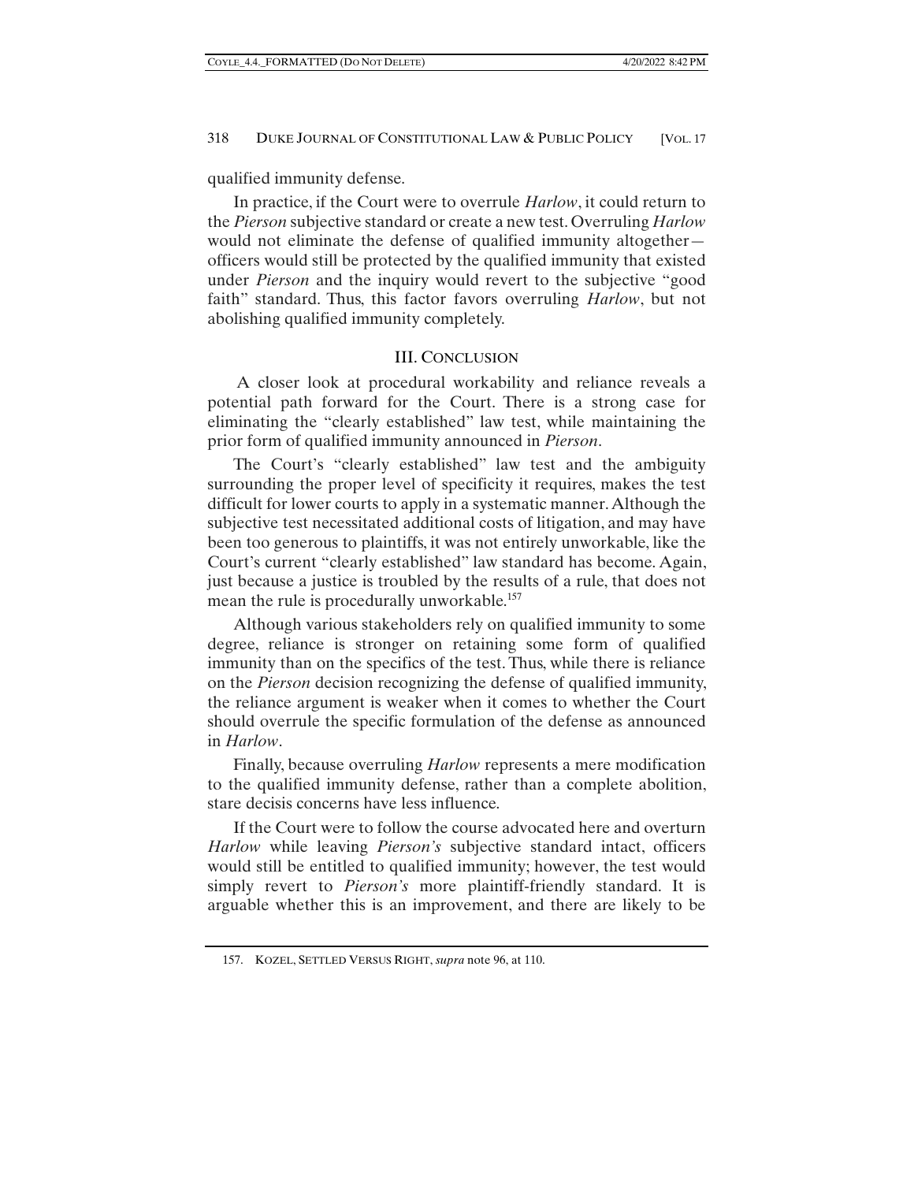qualified immunity defense.

In practice, if the Court were to overrule *Harlow*, it could return to the *Pierson* subjective standard or create a new test. Overruling *Harlow* would not eliminate the defense of qualified immunity altogether—officers would still be protected by the qualified immunity that existed under *Pierson* and the inquiry would revert to the subjective "good faith" standard. Thus, this factor favors overruling *Harlow*, but not abolishing qualified immunity completely.

## III. CONCLUSION

A closer look at procedural workability and reliance reveals a potential path forward for the Court. There is a strong case for eliminating the "clearly established" law test, while maintaining the prior form of qualified immunity announced in *Pierson*.

The Court's "clearly established" law test and the ambiguity surrounding the proper level of specificity it requires, makes the test difficult for lower courts to apply in a systematic manner. Although the subjective test necessitated additional costs of litigation, and may have been too generous to plaintiffs, it was not entirely unworkable, like the Court's current "clearly established" law standard has become. Again, just because a justice is troubled by the results of a rule, that does not mean the rule is procedurally unworkable.[157]

Although various stakeholders rely on qualified immunity to some degree, reliance is stronger on retaining some form of qualified immunity than on the specifics of the test. Thus, while there is reliance on the *Pierson* decision recognizing the defense of qualified immunity, the reliance argument is weaker when it comes to whether the Court should overrule the specific formulation of the defense as announced in *Harlow*.

Finally, because overruling *Harlow* represents a mere modification to the qualified immunity defense, rather than a complete abolition, stare decisis concerns have less influence.

If the Court were to follow the course advocated here and overturn *Harlow* while leaving *Pierson's* subjective standard intact, officers would still be entitled to qualified immunity; however, the test would simply revert to *Pierson's* more plaintiff-friendly standard. It is arguable whether this is an improvement, and there are likely to be

157. KOZEL, SETTLED VERSUS RIGHT, *supra* note 96, at 110.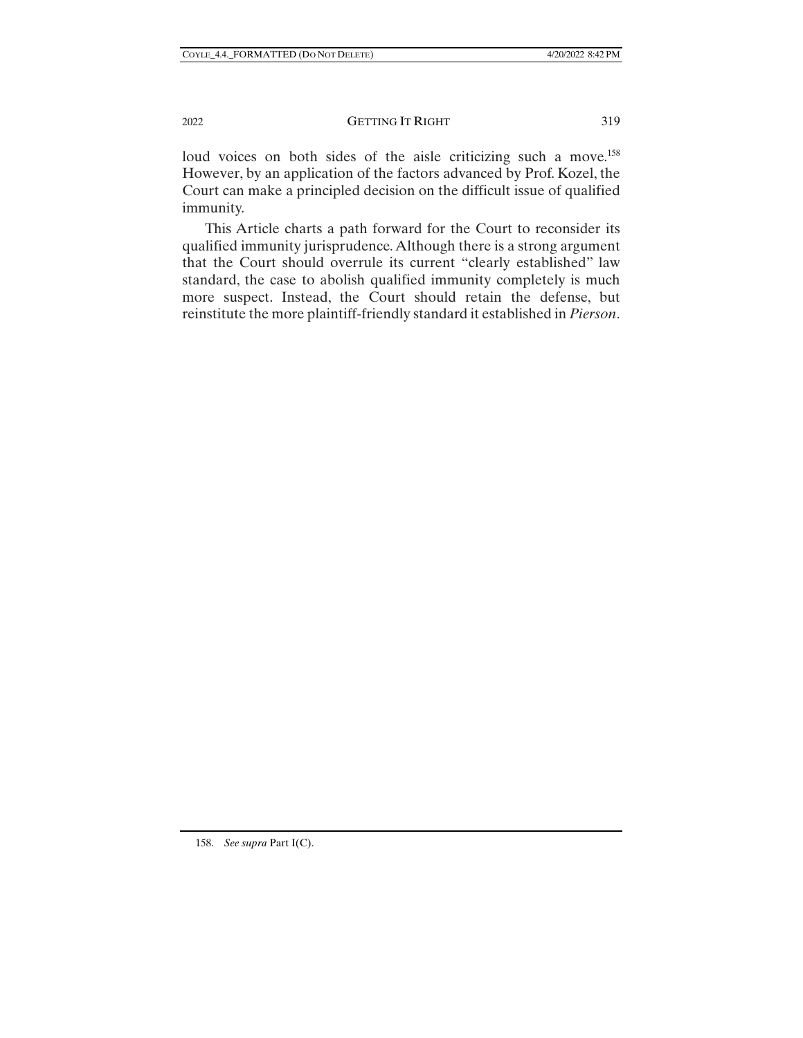loud voices on both sides of the aisle criticizing such a move.[158] However, by an application of the factors advanced by Prof. Kozel, the Court can make a principled decision on the difficult issue of qualified immunity.

This Article charts a path forward for the Court to reconsider its qualified immunity jurisprudence. Although there is a strong argument that the Court should overrule its current "clearly established" law standard, the case to abolish qualified immunity completely is much more suspect. Instead, the Court should retain the defense, but reinstitute the more plaintiff-friendly standard it established in *Pierson*.

---

158. *See supra* Part I(C).